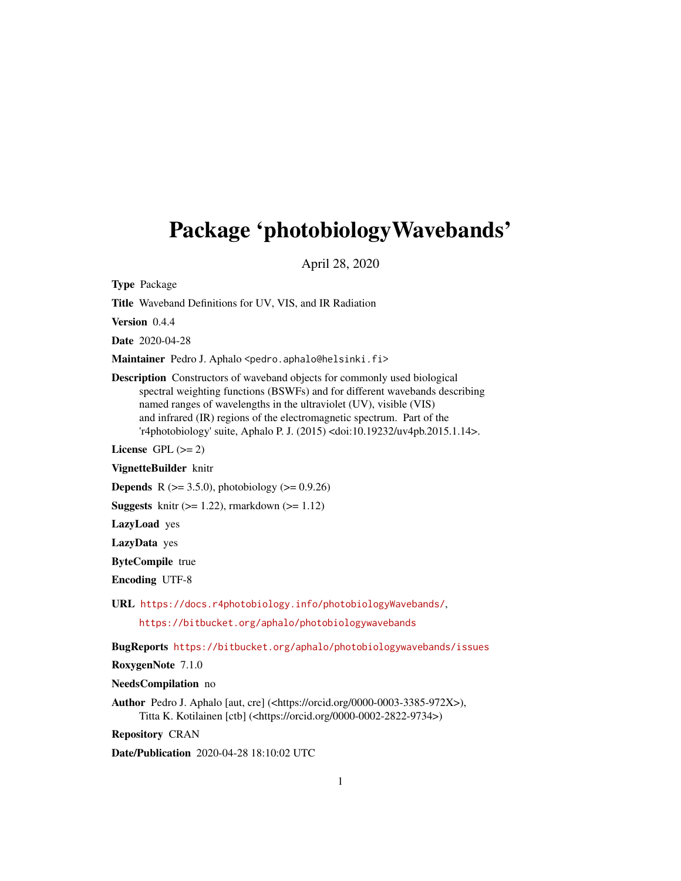# Package 'photobiologyWavebands'

April 28, 2020

**Type** Package

**Title** Waveband Definitions for UV, VIS, and IR Radiation

**Version** 0.4.4

**Date** 2020-04-28

**Maintainer** Pedro J. Aphalo <pedro.aphalo@helsinki.fi>

**Description** Constructors of waveband objects for commonly used biological spectral weighting functions (BSWFs) and for different wavebands describing named ranges of wavelengths in the ultraviolet (UV), visible (VIS) and infrared (IR) regions of the electromagnetic spectrum. Part of the 'r4photobiology' suite, Aphalo P. J. (2015) <doi:10.19232/uv4pb.2015.1.14>.

**License** GPL (>= 2)

**VignetteBuilder** knitr

**Depends** R (>= 3.5.0), photobiology (>= 0.9.26)

**Suggests** knitr (>= 1.22), rmarkdown (>= 1.12)

**LazyLoad** yes

**LazyData** yes

**ByteCompile** true

**Encoding** UTF-8

**URL** https://docs.r4photobiology.info/photobiologyWavebands/,
https://bitbucket.org/aphalo/photobiologywavebands

**BugReports** https://bitbucket.org/aphalo/photobiologywavebands/issues

**RoxygenNote** 7.1.0

**NeedsCompilation** no

**Author** Pedro J. Aphalo [aut, cre] (<https://orcid.org/0000-0003-3385-972X>), Titta K. Kotilainen [ctb] (<https://orcid.org/0000-0002-2822-9734>)

**Repository** CRAN

**Date/Publication** 2020-04-28 18:10:02 UTC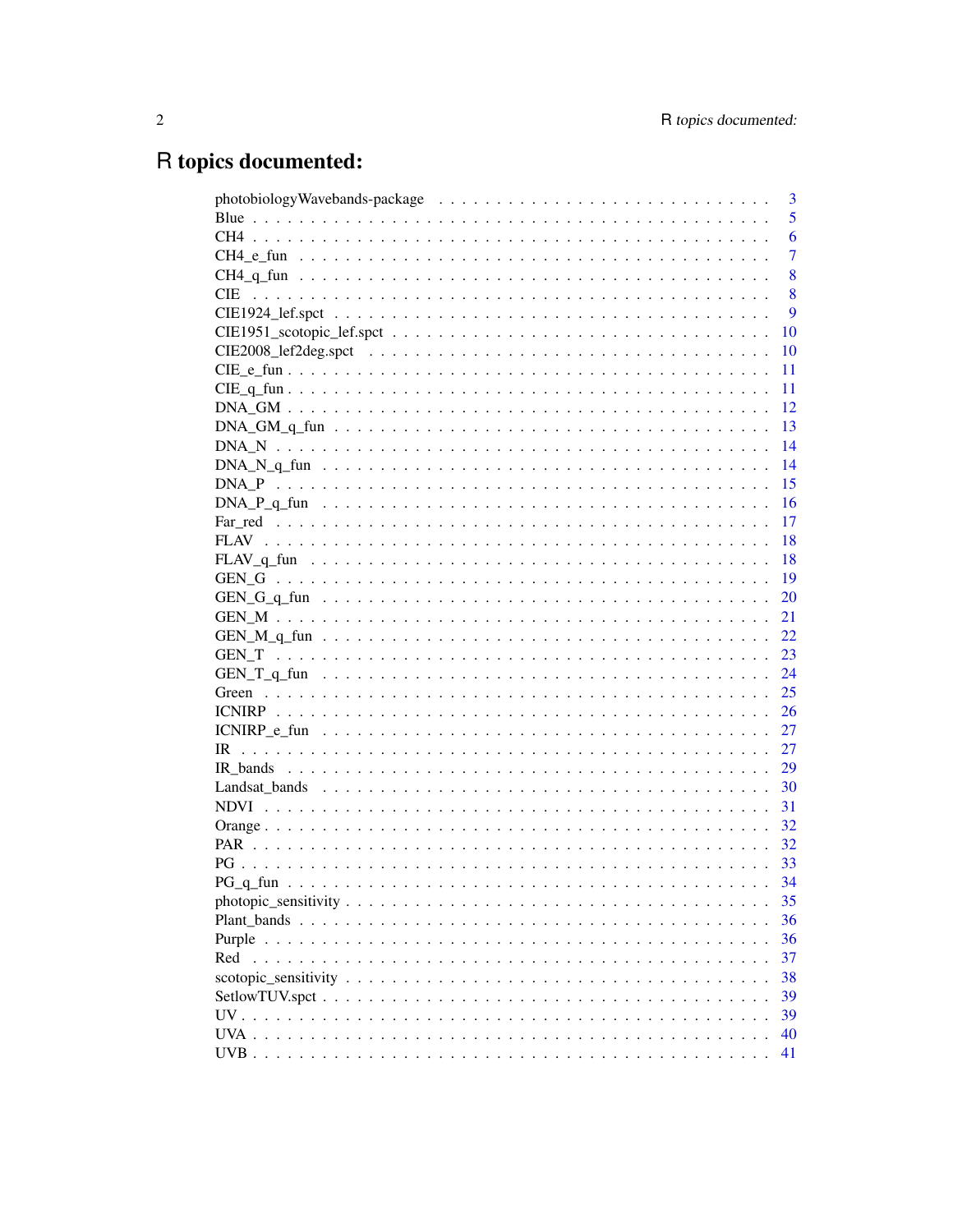# R topics documented:

| | |
|---|---|
| photobiologyWavebands-package | 3 |
| Blue | 5 |
| CH4 | 6 |
| CH4_e_fun | 7 |
| CH4_q_fun | 8 |
| CIE | 8 |
| CIE1924_lef.spct | 9 |
| CIE1951_scotopic_lef.spct | 10 |
| CIE2008_lef2deg.spct | 10 |
| CIE_e_fun | 11 |
| CIE_q_fun | 11 |
| DNA_GM | 12 |
| DNA_GM_q_fun | 13 |
| DNA_N | 14 |
| DNA_N_q_fun | 14 |
| DNA_P | 15 |
| DNA_P_q_fun | 16 |
| Far_red | 17 |
| FLAV | 18 |
| FLAV_q_fun | 18 |
| GEN_G | 19 |
| GEN_G_q_fun | 20 |
| GEN_M | 21 |
| GEN_M_q_fun | 22 |
| GEN_T | 23 |
| GEN_T_q_fun | 24 |
| Green | 25 |
| ICNIRP | 26 |
| ICNIRP_e_fun | 27 |
| IR | 27 |
| IR_bands | 29 |
| Landsat_bands | 30 |
| NDVI | 31 |
| Orange | 32 |
| PAR | 32 |
| PG | 33 |
| PG_q_fun | 34 |
| photopic_sensitivity | 35 |
| Plant_bands | 36 |
| Purple | 36 |
| Red | 37 |
| scotopic_sensitivity | 38 |
| SetlowTUV.spct | 39 |
| UV | 39 |
| UVA | 40 |
| UVB | 41 |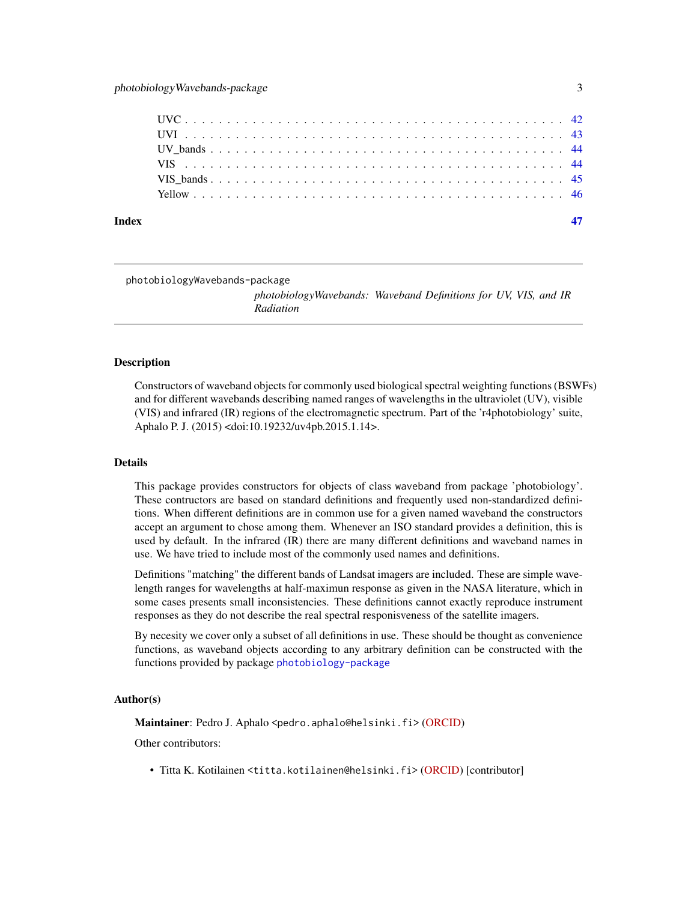| | |
|---|---|
| UVC | 42 |
| UVI | 43 |
| UV_bands | 44 |
| VIS | 44 |
| VIS_bands | 45 |
| Yellow | 46 |

**Index** **47**

---

photobiologyWavebands-package

*photobiologyWavebands: Waveband Definitions for UV, VIS, and IR Radiation*

---

## Description

Constructors of waveband objects for commonly used biological spectral weighting functions (BSWFs) and for different wavebands describing named ranges of wavelengths in the ultraviolet (UV), visible (VIS) and infrared (IR) regions of the electromagnetic spectrum. Part of the 'r4photobiology' suite, Aphalo P. J. (2015) <doi:10.19232/uv4pb.2015.1.14>.

## Details

This package provides constructors for objects of class `waveband` from package 'photobiology'. These contructors are based on standard definitions and frequently used non-standardized definitions. When different definitions are in common use for a given named waveband the constructors accept an argument to chose among them. Whenever an ISO standard provides a definition, this is used by default. In the infrared (IR) there are many different definitions and waveband names in use. We have tried to include most of the commonly used names and definitions.

Definitions "matching" the different bands of Landsat imagers are included. These are simple wavelength ranges for wavelengths at half-maximun response as given in the NASA literature, which in some cases presents small inconsistencies. These definitions cannot exactly reproduce instrument responses as they do not describe the real spectral responisveness of the satellite imagers.

By necesity we cover only a subset of all definitions in use. These should be thought as convenience functions, as waveband objects according to any arbitrary definition can be constructed with the functions provided by package `photobiology-package`

## Author(s)

**Maintainer**: Pedro J. Aphalo <`pedro.aphalo@helsinki.fi`> (ORCID)

Other contributors:

- Titta K. Kotilainen <`titta.kotilainen@helsinki.fi`> (ORCID) [contributor]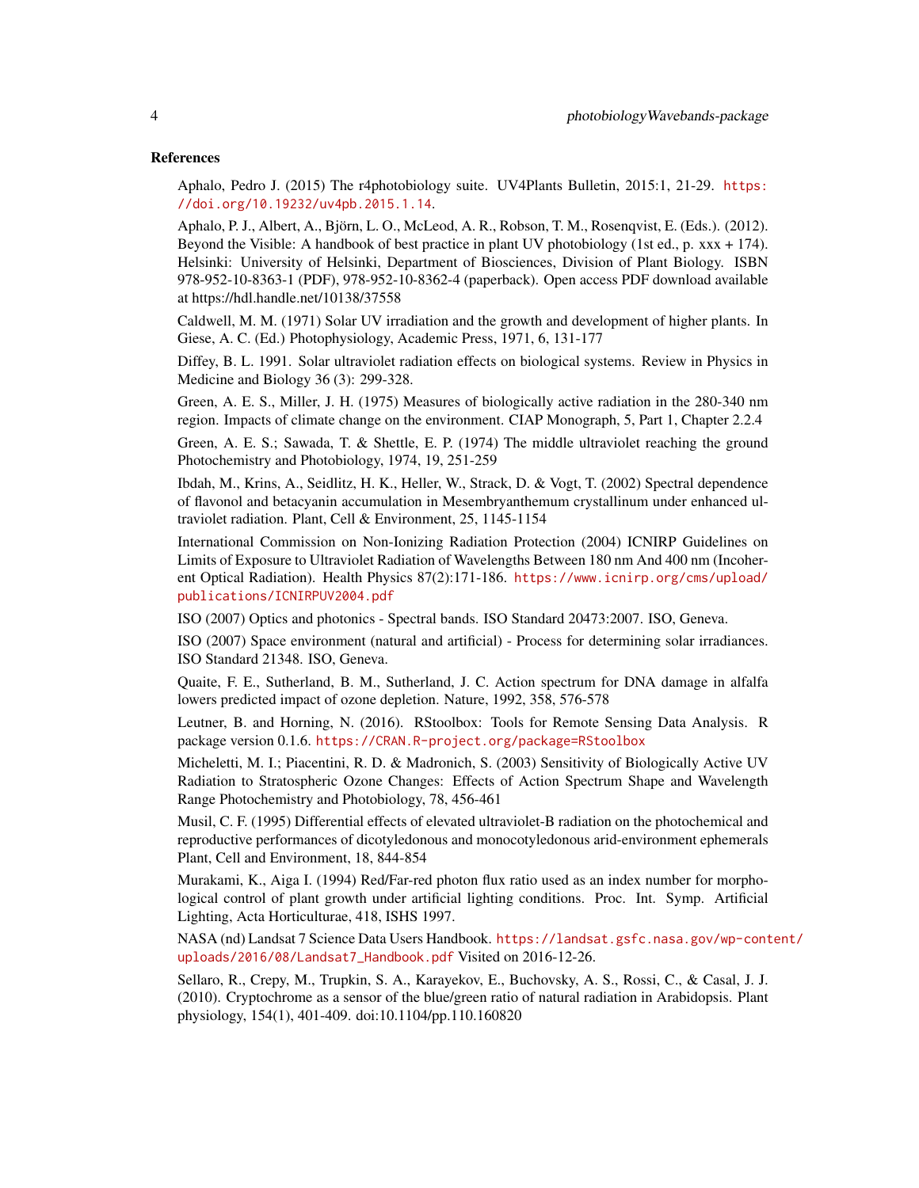### References

Aphalo, Pedro J. (2015) The r4photobiology suite. UV4Plants Bulletin, 2015:1, 21-29. https://doi.org/10.19232/uv4pb.2015.1.14.

Aphalo, P. J., Albert, A., Björn, L. O., McLeod, A. R., Robson, T. M., Rosenqvist, E. (Eds.). (2012). Beyond the Visible: A handbook of best practice in plant UV photobiology (1st ed., p. xxx + 174). Helsinki: University of Helsinki, Department of Biosciences, Division of Plant Biology. ISBN 978-952-10-8363-1 (PDF), 978-952-10-8362-4 (paperback). Open access PDF download available at https://hdl.handle.net/10138/37558

Caldwell, M. M. (1971) Solar UV irradiation and the growth and development of higher plants. In Giese, A. C. (Ed.) Photophysiology, Academic Press, 1971, 6, 131-177

Diffey, B. L. 1991. Solar ultraviolet radiation effects on biological systems. Review in Physics in Medicine and Biology 36 (3): 299-328.

Green, A. E. S., Miller, J. H. (1975) Measures of biologically active radiation in the 280-340 nm region. Impacts of climate change on the environment. CIAP Monograph, 5, Part 1, Chapter 2.2.4

Green, A. E. S.; Sawada, T. & Shettle, E. P. (1974) The middle ultraviolet reaching the ground Photochemistry and Photobiology, 1974, 19, 251-259

Ibdah, M., Krins, A., Seidlitz, H. K., Heller, W., Strack, D. & Vogt, T. (2002) Spectral dependence of flavonol and betacyanin accumulation in Mesembryanthemum crystallinum under enhanced ultraviolet radiation. Plant, Cell & Environment, 25, 1145-1154

International Commission on Non-Ionizing Radiation Protection (2004) ICNIRP Guidelines on Limits of Exposure to Ultraviolet Radiation of Wavelengths Between 180 nm And 400 nm (Incoherent Optical Radiation). Health Physics 87(2):171-186. https://www.icnirp.org/cms/upload/publications/ICNIRPUV2004.pdf

ISO (2007) Optics and photonics - Spectral bands. ISO Standard 20473:2007. ISO, Geneva.

ISO (2007) Space environment (natural and artificial) - Process for determining solar irradiances. ISO Standard 21348. ISO, Geneva.

Quaite, F. E., Sutherland, B. M., Sutherland, J. C. Action spectrum for DNA damage in alfalfa lowers predicted impact of ozone depletion. Nature, 1992, 358, 576-578

Leutner, B. and Horning, N. (2016). RStoolbox: Tools for Remote Sensing Data Analysis. R package version 0.1.6. https://CRAN.R-project.org/package=RStoolbox

Micheletti, M. I.; Piacentini, R. D. & Madronich, S. (2003) Sensitivity of Biologically Active UV Radiation to Stratospheric Ozone Changes: Effects of Action Spectrum Shape and Wavelength Range Photochemistry and Photobiology, 78, 456-461

Musil, C. F. (1995) Differential effects of elevated ultraviolet-B radiation on the photochemical and reproductive performances of dicotyledonous and monocotyledonous arid-environment ephemerals Plant, Cell and Environment, 18, 844-854

Murakami, K., Aiga I. (1994) Red/Far-red photon flux ratio used as an index number for morphological control of plant growth under artificial lighting conditions. Proc. Int. Symp. Artificial Lighting, Acta Horticulturae, 418, ISHS 1997.

NASA (nd) Landsat 7 Science Data Users Handbook. https://landsat.gsfc.nasa.gov/wp-content/uploads/2016/08/Landsat7_Handbook.pdf Visited on 2016-12-26.

Sellaro, R., Crepy, M., Trupkin, S. A., Karayekov, E., Buchovsky, A. S., Rossi, C., & Casal, J. J. (2010). Cryptochrome as a sensor of the blue/green ratio of natural radiation in Arabidopsis. Plant physiology, 154(1), 401-409. doi:10.1104/pp.110.160820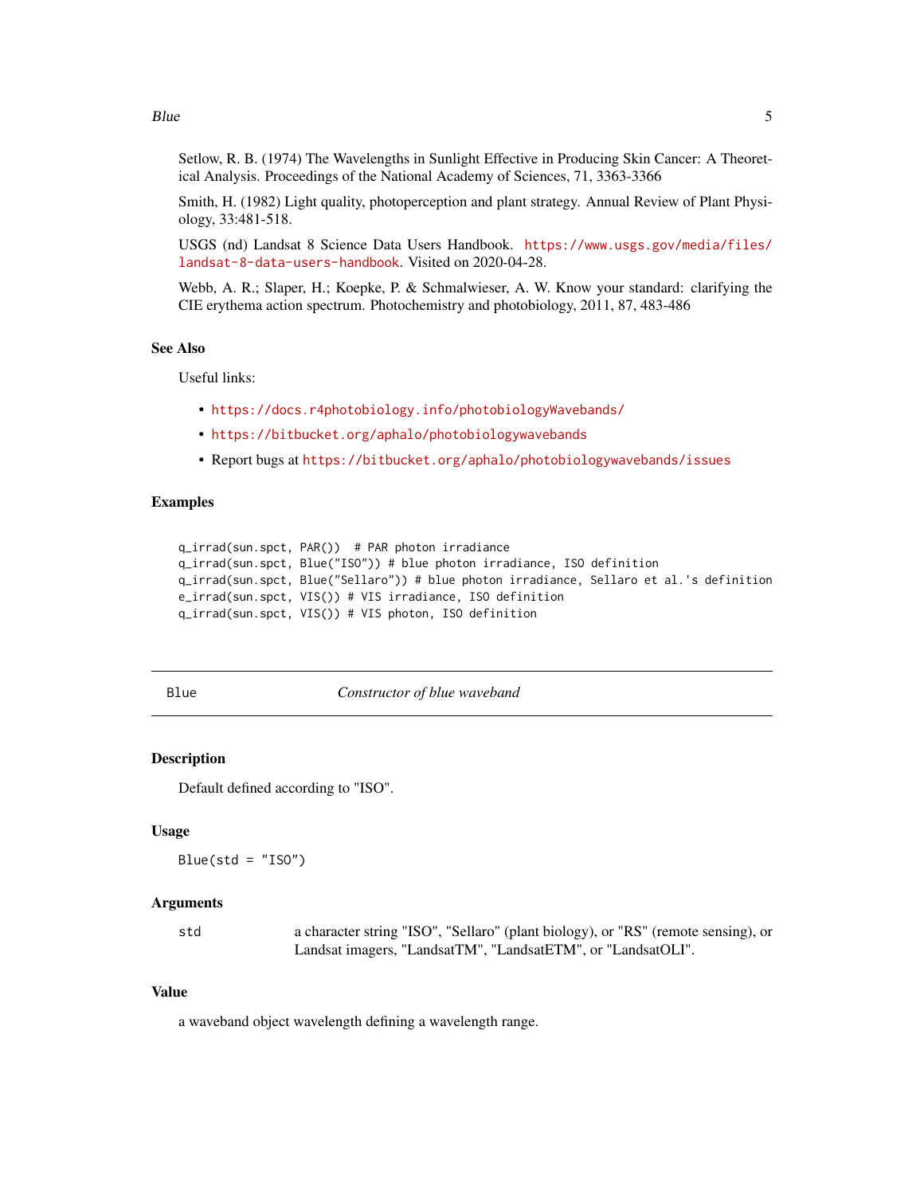Setlow, R. B. (1974) The Wavelengths in Sunlight Effective in Producing Skin Cancer: A Theoretical Analysis. Proceedings of the National Academy of Sciences, 71, 3363-3366

Smith, H. (1982) Light quality, photoperception and plant strategy. Annual Review of Plant Physiology, 33:481-518.

USGS (nd) Landsat 8 Science Data Users Handbook. https://www.usgs.gov/media/files/landsat-8-data-users-handbook. Visited on 2020-04-28.

Webb, A. R.; Slaper, H.; Koepke, P. & Schmalwieser, A. W. Know your standard: clarifying the CIE erythema action spectrum. Photochemistry and photobiology, 2011, 87, 483-486

### See Also

Useful links:

- https://docs.r4photobiology.info/photobiologyWavebands/
- https://bitbucket.org/aphalo/photobiologywavebands
- Report bugs at https://bitbucket.org/aphalo/photobiologywavebands/issues

### Examples

```
q_irrad(sun.spct, PAR())  # PAR photon irradiance
q_irrad(sun.spct, Blue("ISO")) # blue photon irradiance, ISO definition
q_irrad(sun.spct, Blue("Sellaro")) # blue photon irradiance, Sellaro et al.'s definition
e_irrad(sun.spct, VIS()) # VIS irradiance, ISO definition
q_irrad(sun.spct, VIS()) # VIS photon, ISO definition
```

---

## Blue — *Constructor of blue waveband*

---

### Description

Default defined according to "ISO".

### Usage

```
Blue(std = "ISO")
```

### Arguments

| | |
|---|---|
| std | a character string "ISO", "Sellaro" (plant biology), or "RS" (remote sensing), or Landsat imagers, "LandsatTM", "LandsatETM", or "LandsatOLI". |

### Value

a waveband object wavelength defining a wavelength range.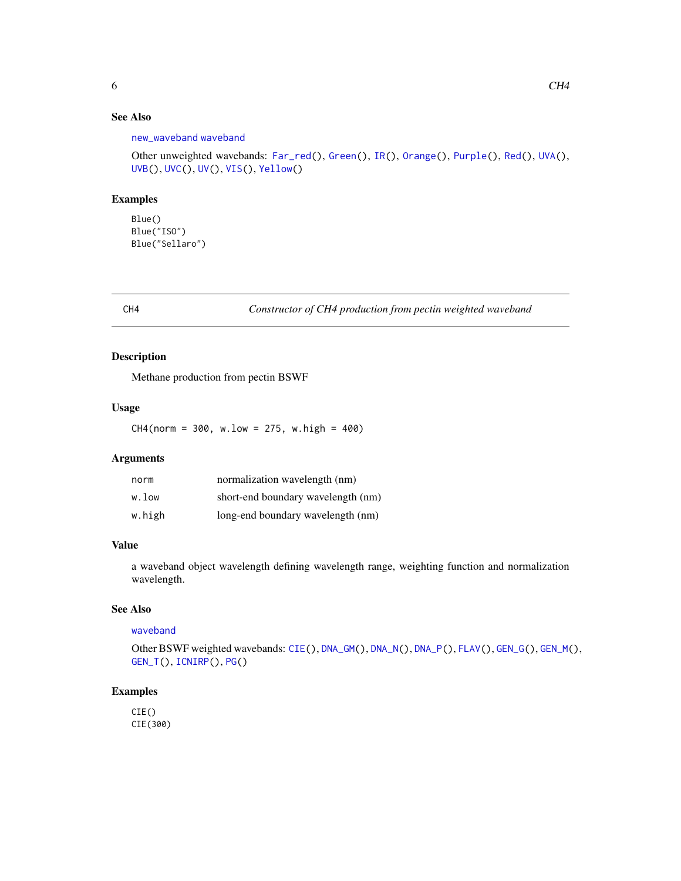### See Also

new_waveband waveband

Other unweighted wavebands: Far_red(), Green(), IR(), Orange(), Purple(), Red(), UVA(), UVB(), UVC(), UV(), VIS(), Yellow()

### Examples

```
Blue()
Blue("ISO")
Blue("Sellaro")
```

---

## CH4 *Constructor of CH4 production from pectin weighted waveband*

### Description

Methane production from pectin BSWF

### Usage

```
CH4(norm = 300, w.low = 275, w.high = 400)
```

### Arguments

| | |
|---|---|
| norm | normalization wavelength (nm) |
| w.low | short-end boundary wavelength (nm) |
| w.high | long-end boundary wavelength (nm) |

### Value

a waveband object wavelength defining wavelength range, weighting function and normalization wavelength.

### See Also

waveband

Other BSWF weighted wavebands: CIE(), DNA_GM(), DNA_N(), DNA_P(), FLAV(), GEN_G(), GEN_M(), GEN_T(), ICNIRP(), PG()

### Examples

```
CIE()
CIE(300)
```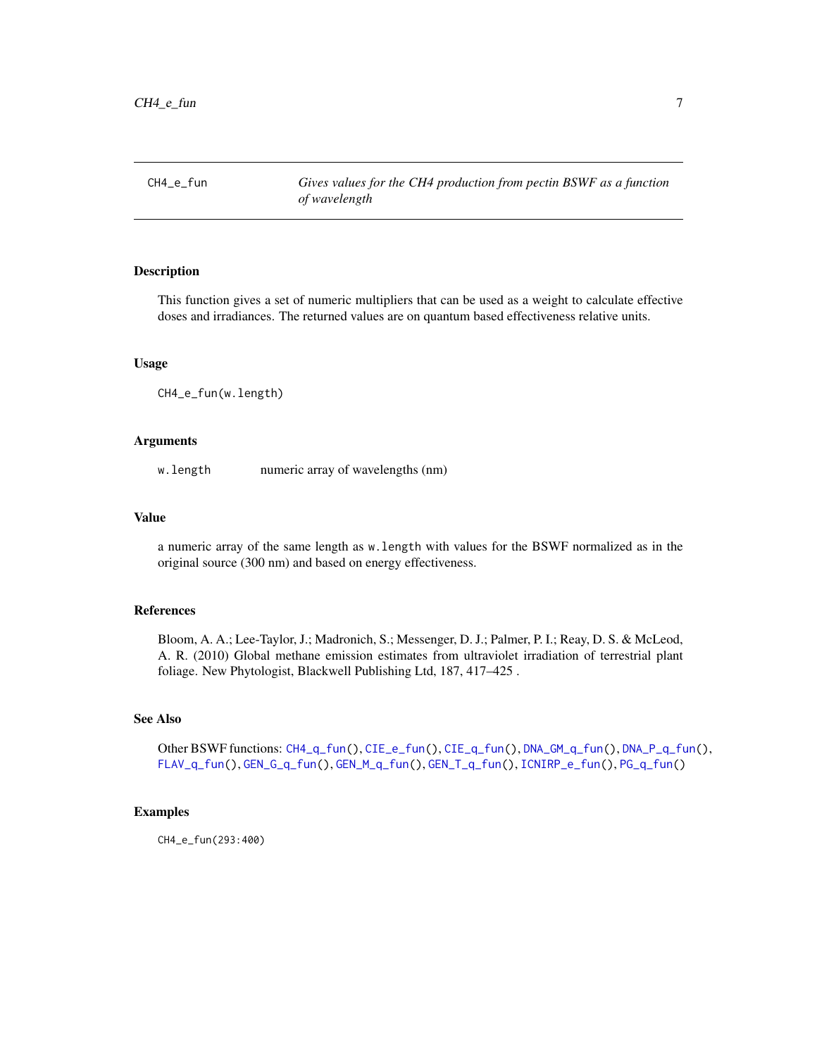## CH4_e_fun — *Gives values for the CH4 production from pectin BSWF as a function of wavelength*

### Description

This function gives a set of numeric multipliers that can be used as a weight to calculate effective doses and irradiances. The returned values are on quantum based effectiveness relative units.

### Usage

```
CH4_e_fun(w.length)
```

### Arguments

| | |
|---|---|
| w.length | numeric array of wavelengths (nm) |

### Value

a numeric array of the same length as `w.length` with values for the BSWF normalized as in the original source (300 nm) and based on energy effectiveness.

### References

Bloom, A. A.; Lee-Taylor, J.; Madronich, S.; Messenger, D. J.; Palmer, P. I.; Reay, D. S. & McLeod, A. R. (2010) Global methane emission estimates from ultraviolet irradiation of terrestrial plant foliage. New Phytologist, Blackwell Publishing Ltd, 187, 417–425 .

### See Also

Other BSWF functions: `CH4_q_fun()`, `CIE_e_fun()`, `CIE_q_fun()`, `DNA_GM_q_fun()`, `DNA_P_q_fun()`, `FLAV_q_fun()`, `GEN_G_q_fun()`, `GEN_M_q_fun()`, `GEN_T_q_fun()`, `ICNIRP_e_fun()`, `PG_q_fun()`

### Examples

```
CH4_e_fun(293:400)
```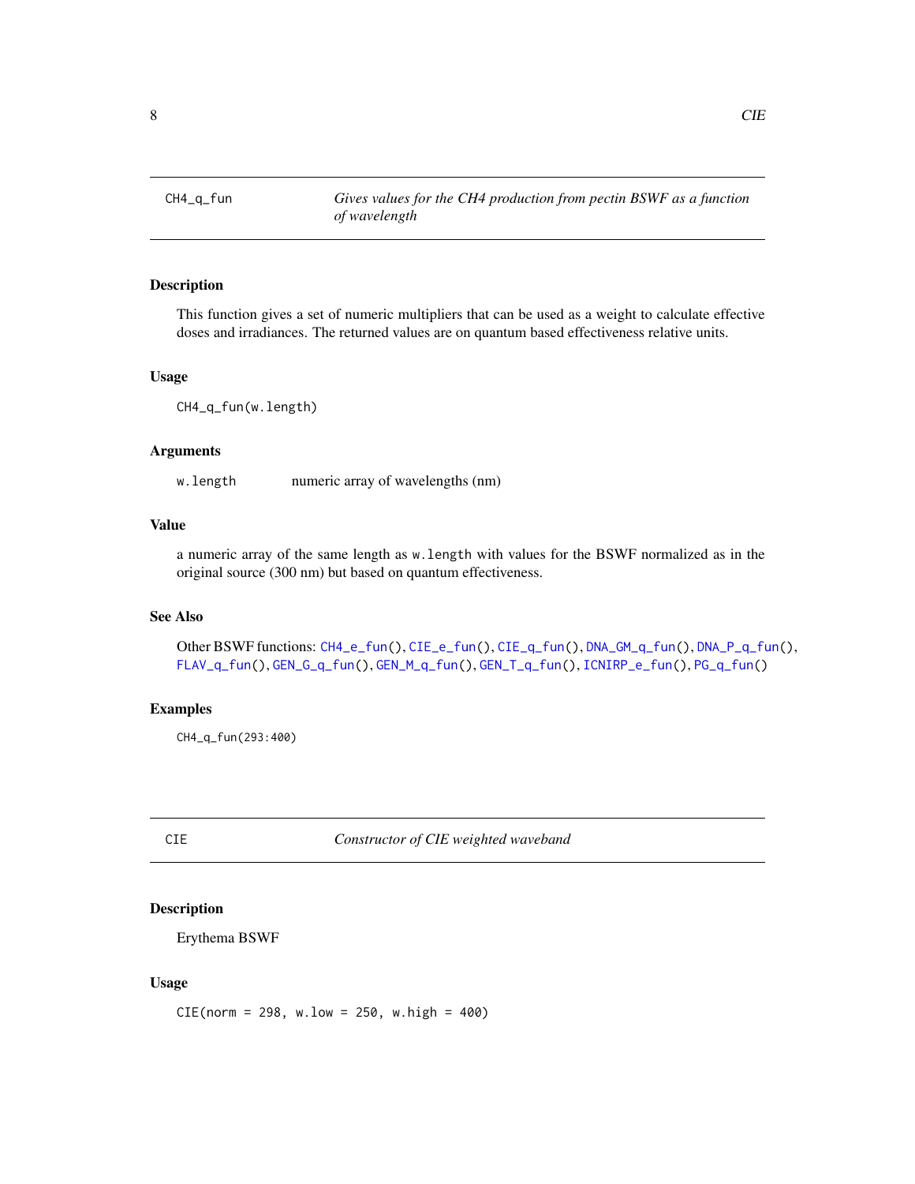## CH4_q_fun    *Gives values for the CH4 production from pectin BSWF as a function of wavelength*

### Description

This function gives a set of numeric multipliers that can be used as a weight to calculate effective doses and irradiances. The returned values are on quantum based effectiveness relative units.

### Usage

```
CH4_q_fun(w.length)
```

### Arguments

| | |
|---|---|
| w.length | numeric array of wavelengths (nm) |

### Value

a numeric array of the same length as `w.length` with values for the BSWF normalized as in the original source (300 nm) but based on quantum effectiveness.

### See Also

Other BSWF functions: `CH4_e_fun()`, `CIE_e_fun()`, `CIE_q_fun()`, `DNA_GM_q_fun()`, `DNA_P_q_fun()`, `FLAV_q_fun()`, `GEN_G_q_fun()`, `GEN_M_q_fun()`, `GEN_T_q_fun()`, `ICNIRP_e_fun()`, `PG_q_fun()`

### Examples

```
CH4_q_fun(293:400)
```

## CIE    *Constructor of CIE weighted waveband*

### Description

Erythema BSWF

### Usage

```
CIE(norm = 298, w.low = 250, w.high = 400)
```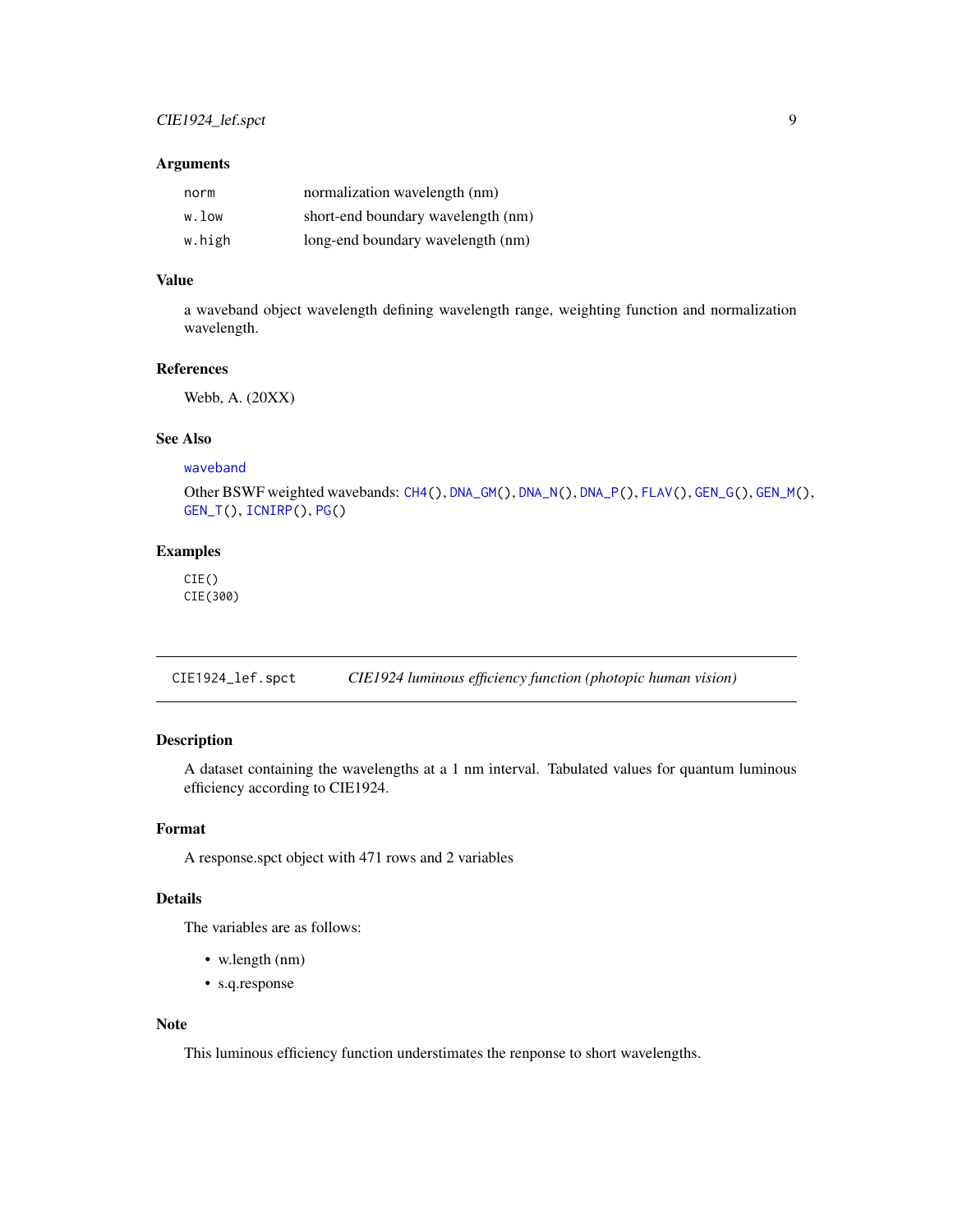### Arguments

| | |
|---|---|
| norm | normalization wavelength (nm) |
| w.low | short-end boundary wavelength (nm) |
| w.high | long-end boundary wavelength (nm) |

### Value

a waveband object wavelength defining wavelength range, weighting function and normalization wavelength.

### References

Webb, A. (20XX)

### See Also

waveband

Other BSWF weighted wavebands: CH4(), DNA_GM(), DNA_N(), DNA_P(), FLAV(), GEN_G(), GEN_M(), GEN_T(), ICNIRP(), PG()

### Examples

```
CIE()
CIE(300)
```

---

## CIE1924_lef.spct — *CIE1924 luminous efficiency function (photopic human vision)*

---

### Description

A dataset containing the wavelengths at a 1 nm interval. Tabulated values for quantum luminous efficiency according to CIE1924.

### Format

A response.spct object with 471 rows and 2 variables

### Details

The variables are as follows:

- w.length (nm)
- s.q.response

### Note

This luminous efficiency function understimates the renponse to short wavelengths.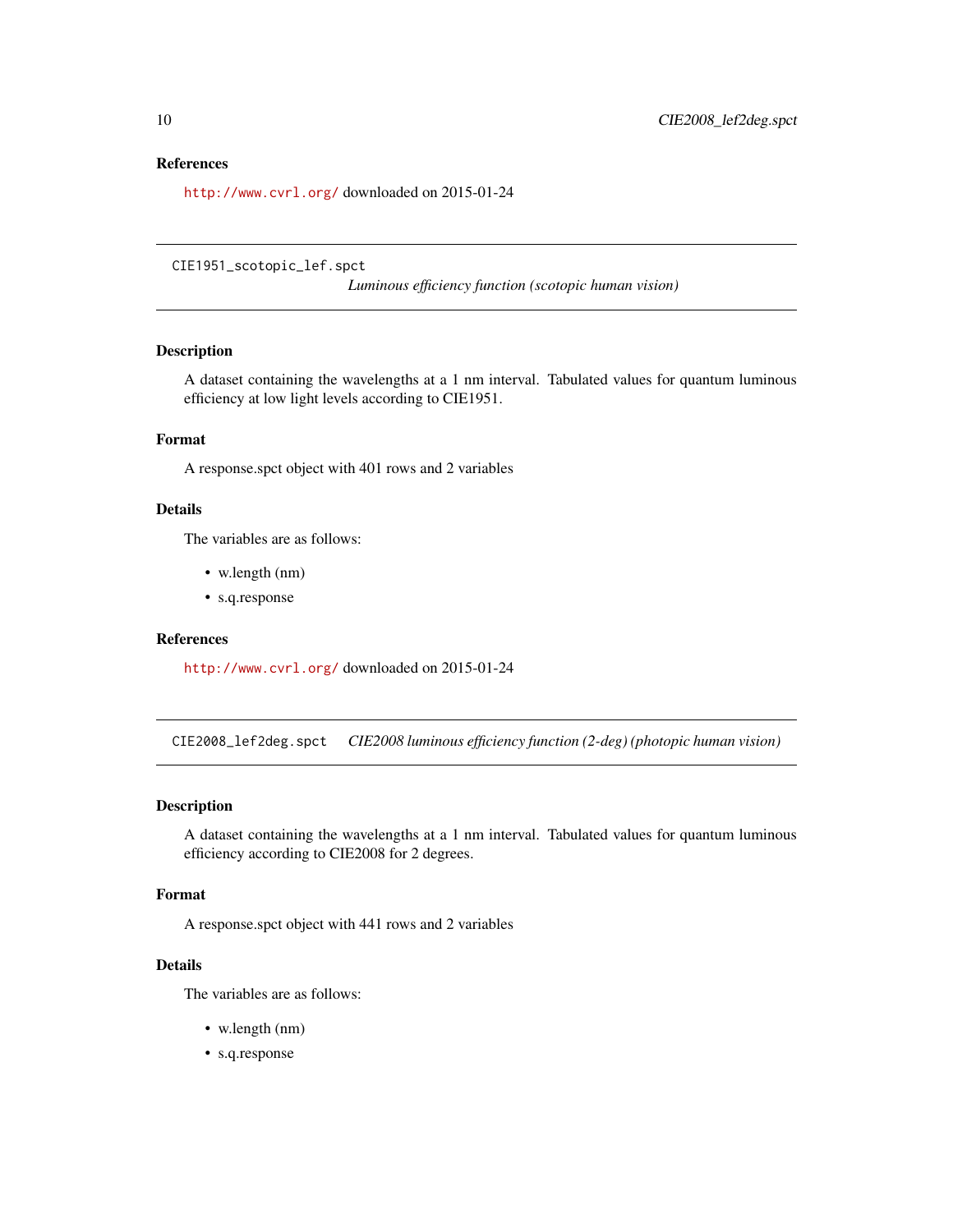### References

http://www.cvrl.org/ downloaded on 2015-01-24

---

## CIE1951_scotopic_lef.spct

*Luminous efficiency function (scotopic human vision)*

### Description

A dataset containing the wavelengths at a 1 nm interval. Tabulated values for quantum luminous efficiency at low light levels according to CIE1951.

### Format

A response.spct object with 401 rows and 2 variables

### Details

The variables are as follows:

- w.length (nm)
- s.q.response

### References

http://www.cvrl.org/ downloaded on 2015-01-24

---

## CIE2008_lef2deg.spct

*CIE2008 luminous efficiency function (2-deg) (photopic human vision)*

### Description

A dataset containing the wavelengths at a 1 nm interval. Tabulated values for quantum luminous efficiency according to CIE2008 for 2 degrees.

### Format

A response.spct object with 441 rows and 2 variables

### Details

The variables are as follows:

- w.length (nm)
- s.q.response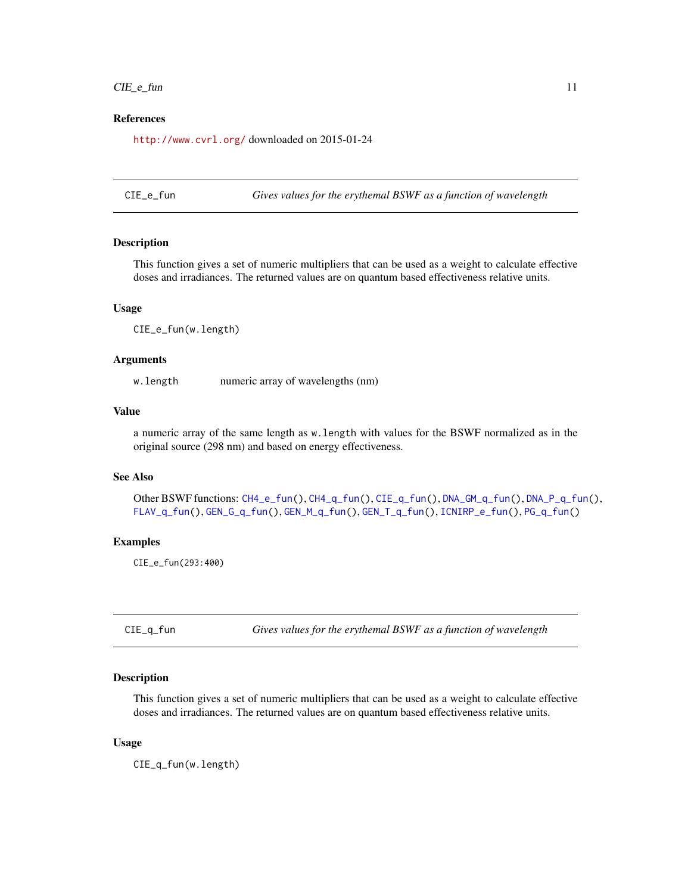### References

http://www.cvrl.org/ downloaded on 2015-01-24

---

## CIE_e_fun — *Gives values for the erythemal BSWF as a function of wavelength*

### Description

This function gives a set of numeric multipliers that can be used as a weight to calculate effective doses and irradiances. The returned values are on quantum based effectiveness relative units.

### Usage

```
CIE_e_fun(w.length)
```

### Arguments

| | |
|---|---|
| w.length | numeric array of wavelengths (nm) |

### Value

a numeric array of the same length as `w.length` with values for the BSWF normalized as in the original source (298 nm) and based on energy effectiveness.

### See Also

Other BSWF functions: CH4_e_fun(), CH4_q_fun(), CIE_q_fun(), DNA_GM_q_fun(), DNA_P_q_fun(), FLAV_q_fun(), GEN_G_q_fun(), GEN_M_q_fun(), GEN_T_q_fun(), ICNIRP_e_fun(), PG_q_fun()

### Examples

```
CIE_e_fun(293:400)
```

---

## CIE_q_fun — *Gives values for the erythemal BSWF as a function of wavelength*

### Description

This function gives a set of numeric multipliers that can be used as a weight to calculate effective doses and irradiances. The returned values are on quantum based effectiveness relative units.

### Usage

```
CIE_q_fun(w.length)
```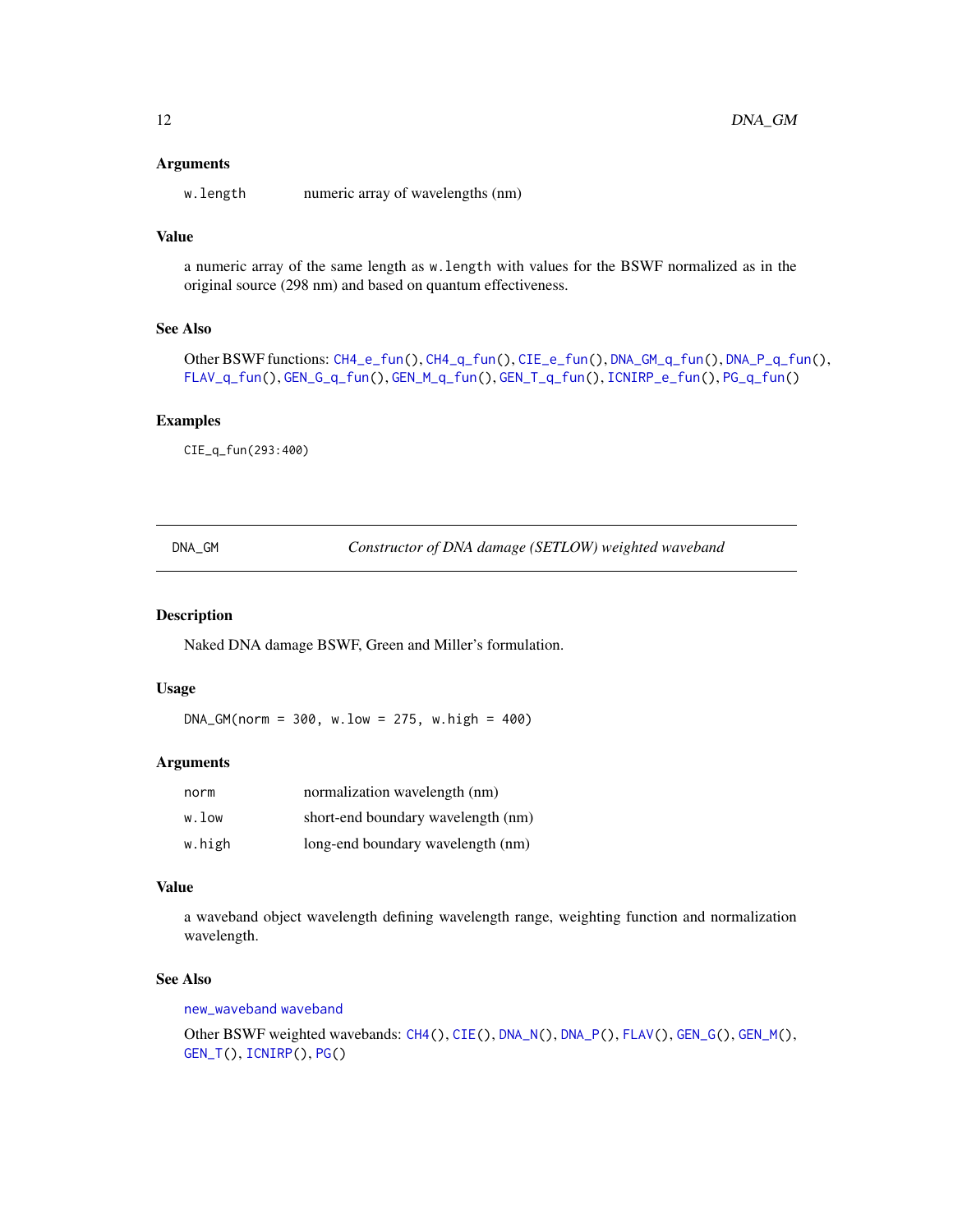### Arguments

| | |
|---|---|
| w.length | numeric array of wavelengths (nm) |

### Value

a numeric array of the same length as w.length with values for the BSWF normalized as in the original source (298 nm) and based on quantum effectiveness.

### See Also

Other BSWF functions: CH4_e_fun(), CH4_q_fun(), CIE_e_fun(), DNA_GM_q_fun(), DNA_P_q_fun(), FLAV_q_fun(), GEN_G_q_fun(), GEN_M_q_fun(), GEN_T_q_fun(), ICNIRP_e_fun(), PG_q_fun()

### Examples

```
CIE_q_fun(293:400)
```

---

## DNA_GM — *Constructor of DNA damage (SETLOW) weighted waveband*

### Description

Naked DNA damage BSWF, Green and Miller's formulation.

### Usage

```
DNA_GM(norm = 300, w.low = 275, w.high = 400)
```

### Arguments

| | |
|---|---|
| norm | normalization wavelength (nm) |
| w.low | short-end boundary wavelength (nm) |
| w.high | long-end boundary wavelength (nm) |

### Value

a waveband object wavelength defining wavelength range, weighting function and normalization wavelength.

### See Also

new_waveband waveband

Other BSWF weighted wavebands: CH4(), CIE(), DNA_N(), DNA_P(), FLAV(), GEN_G(), GEN_M(), GEN_T(), ICNIRP(), PG()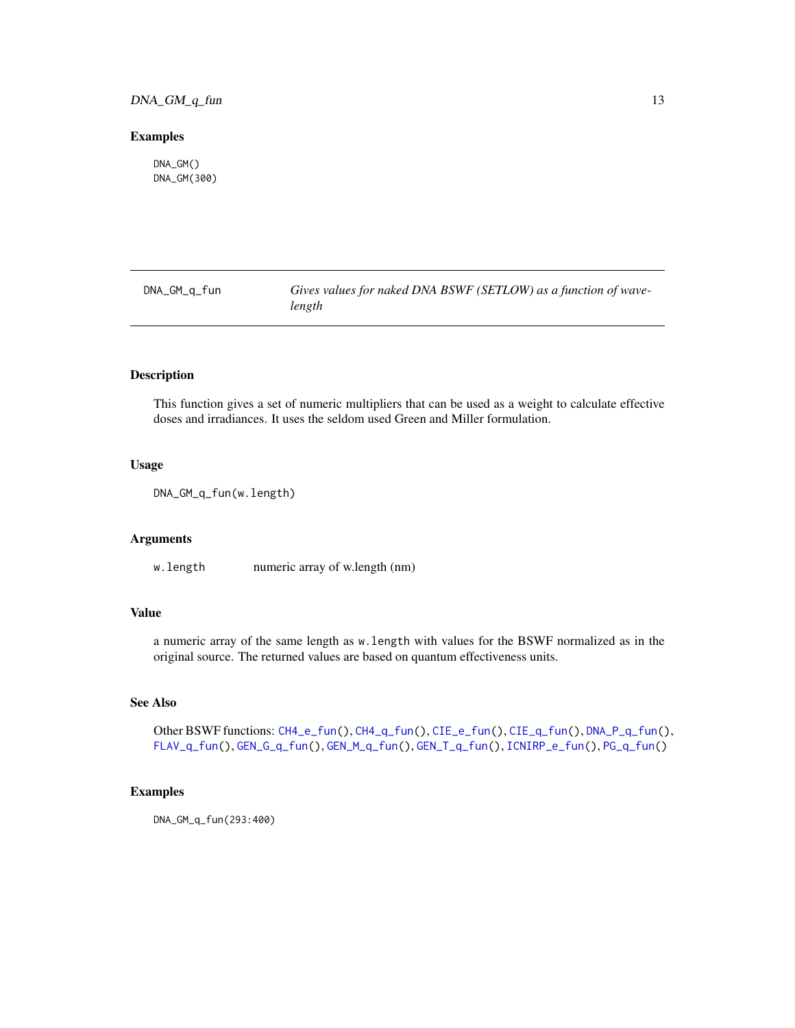## Examples

```
DNA_GM()
DNA_GM(300)
```

---

# DNA_GM_q_fun — *Gives values for naked DNA BSWF (SETLOW) as a function of wavelength*

## Description

This function gives a set of numeric multipliers that can be used as a weight to calculate effective doses and irradiances. It uses the seldom used Green and Miller formulation.

## Usage

```
DNA_GM_q_fun(w.length)
```

## Arguments

| | |
|---|---|
| `w.length` | numeric array of w.length (nm) |

## Value

a numeric array of the same length as `w.length` with values for the BSWF normalized as in the original source. The returned values are based on quantum effectiveness units.

## See Also

Other BSWF functions: `CH4_e_fun()`, `CH4_q_fun()`, `CIE_e_fun()`, `CIE_q_fun()`, `DNA_P_q_fun()`, `FLAV_q_fun()`, `GEN_G_q_fun()`, `GEN_M_q_fun()`, `GEN_T_q_fun()`, `ICNIRP_e_fun()`, `PG_q_fun()`

## Examples

```
DNA_GM_q_fun(293:400)
```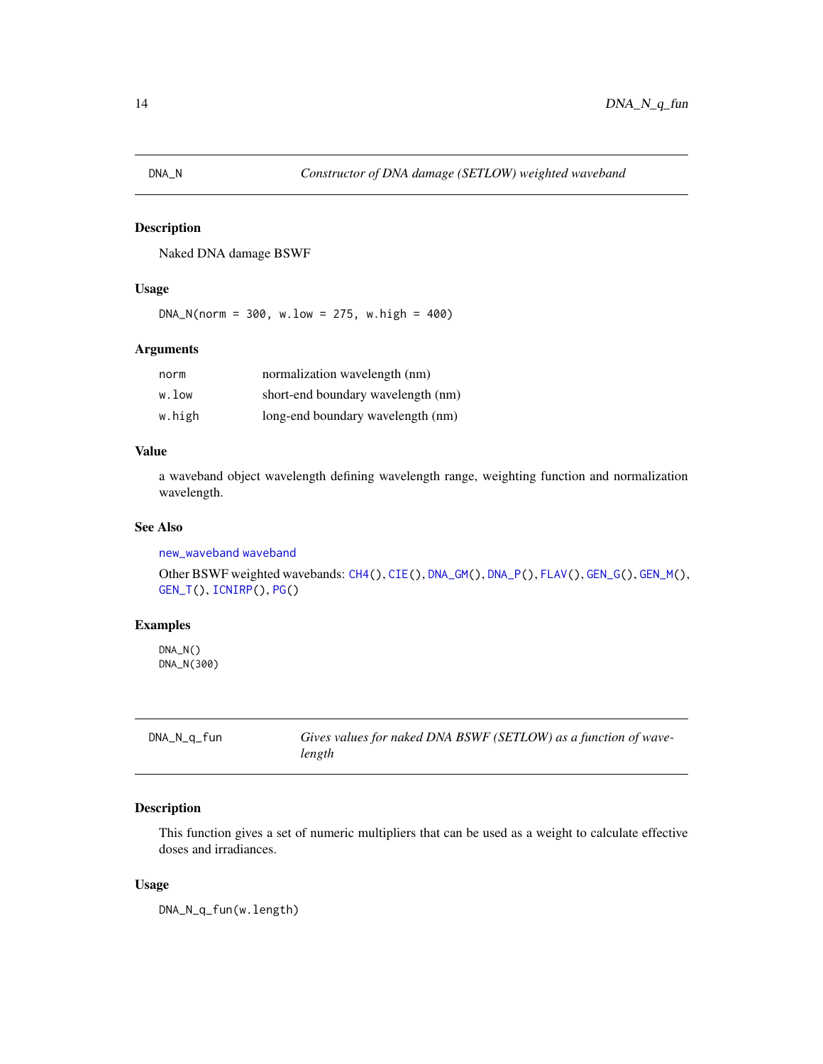## DNA_N — *Constructor of DNA damage (SETLOW) weighted waveband*

### Description

Naked DNA damage BSWF

### Usage

```
DNA_N(norm = 300, w.low = 275, w.high = 400)
```

### Arguments

| | |
|---|---|
| norm | normalization wavelength (nm) |
| w.low | short-end boundary wavelength (nm) |
| w.high | long-end boundary wavelength (nm) |

### Value

a waveband object wavelength defining wavelength range, weighting function and normalization wavelength.

### See Also

new_waveband waveband

Other BSWF weighted wavebands: CH4(), CIE(), DNA_GM(), DNA_P(), FLAV(), GEN_G(), GEN_M(), GEN_T(), ICNIRP(), PG()

### Examples

```
DNA_N()
DNA_N(300)
```

## DNA_N_q_fun — *Gives values for naked DNA BSWF (SETLOW) as a function of wavelength*

### Description

This function gives a set of numeric multipliers that can be used as a weight to calculate effective doses and irradiances.

### Usage

```
DNA_N_q_fun(w.length)
```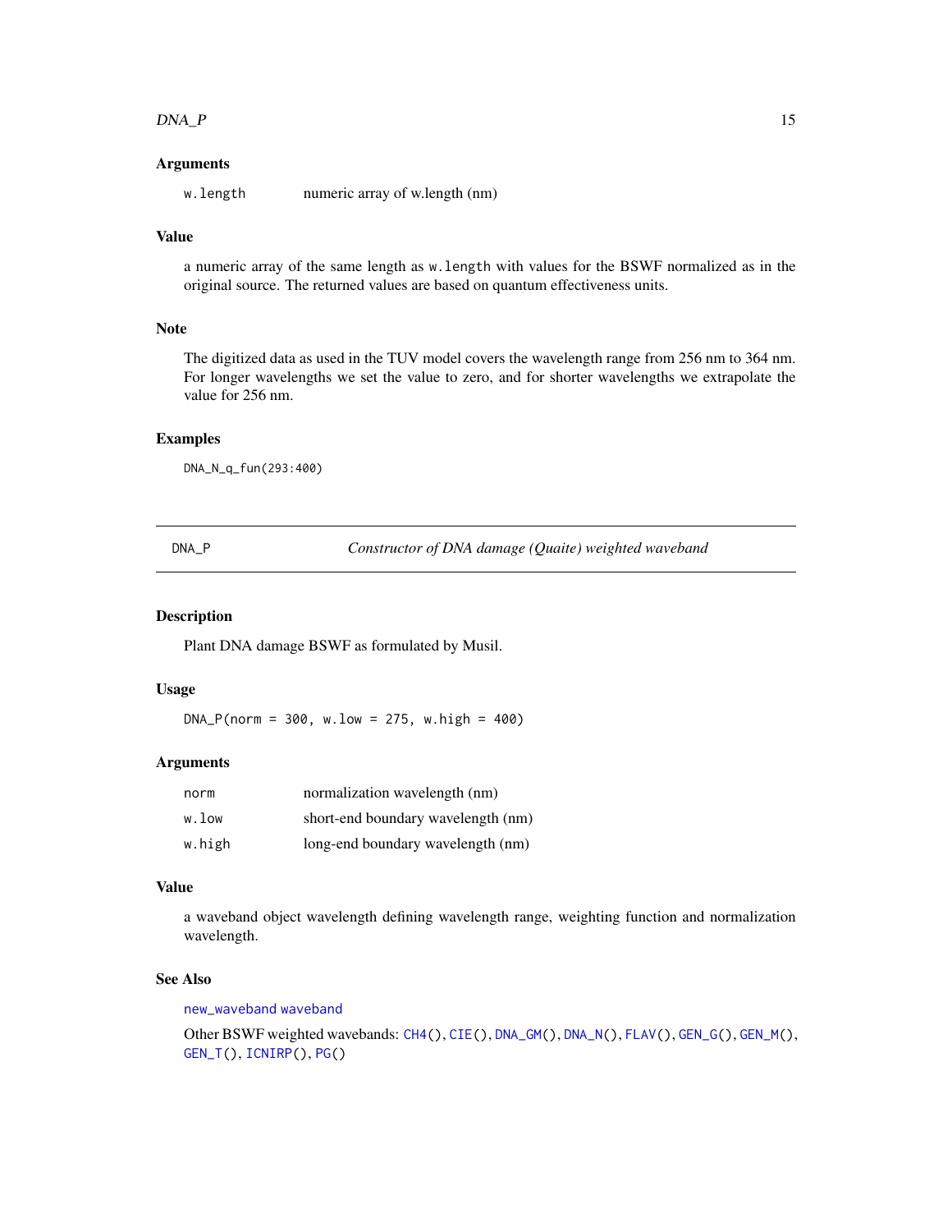### Arguments

| | |
|---|---|
| `w.length` | numeric array of w.length (nm) |

### Value

a numeric array of the same length as `w.length` with values for the BSWF normalized as in the original source. The returned values are based on quantum effectiveness units.

### Note

The digitized data as used in the TUV model covers the wavelength range from 256 nm to 364 nm. For longer wavelengths we set the value to zero, and for shorter wavelengths we extrapolate the value for 256 nm.

### Examples

```
DNA_N_q_fun(293:400)
```

---

## DNA_P — *Constructor of DNA damage (Quaite) weighted waveband*

---

### Description

Plant DNA damage BSWF as formulated by Musil.

### Usage

```
DNA_P(norm = 300, w.low = 275, w.high = 400)
```

### Arguments

| | |
|---|---|
| `norm` | normalization wavelength (nm) |
| `w.low` | short-end boundary wavelength (nm) |
| `w.high` | long-end boundary wavelength (nm) |

### Value

a waveband object wavelength defining wavelength range, weighting function and normalization wavelength.

### See Also

`new_waveband` `waveband`

Other BSWF weighted wavebands: `CH4()`, `CIE()`, `DNA_GM()`, `DNA_N()`, `FLAV()`, `GEN_G()`, `GEN_M()`, `GEN_T()`, `ICNIRP()`, `PG()`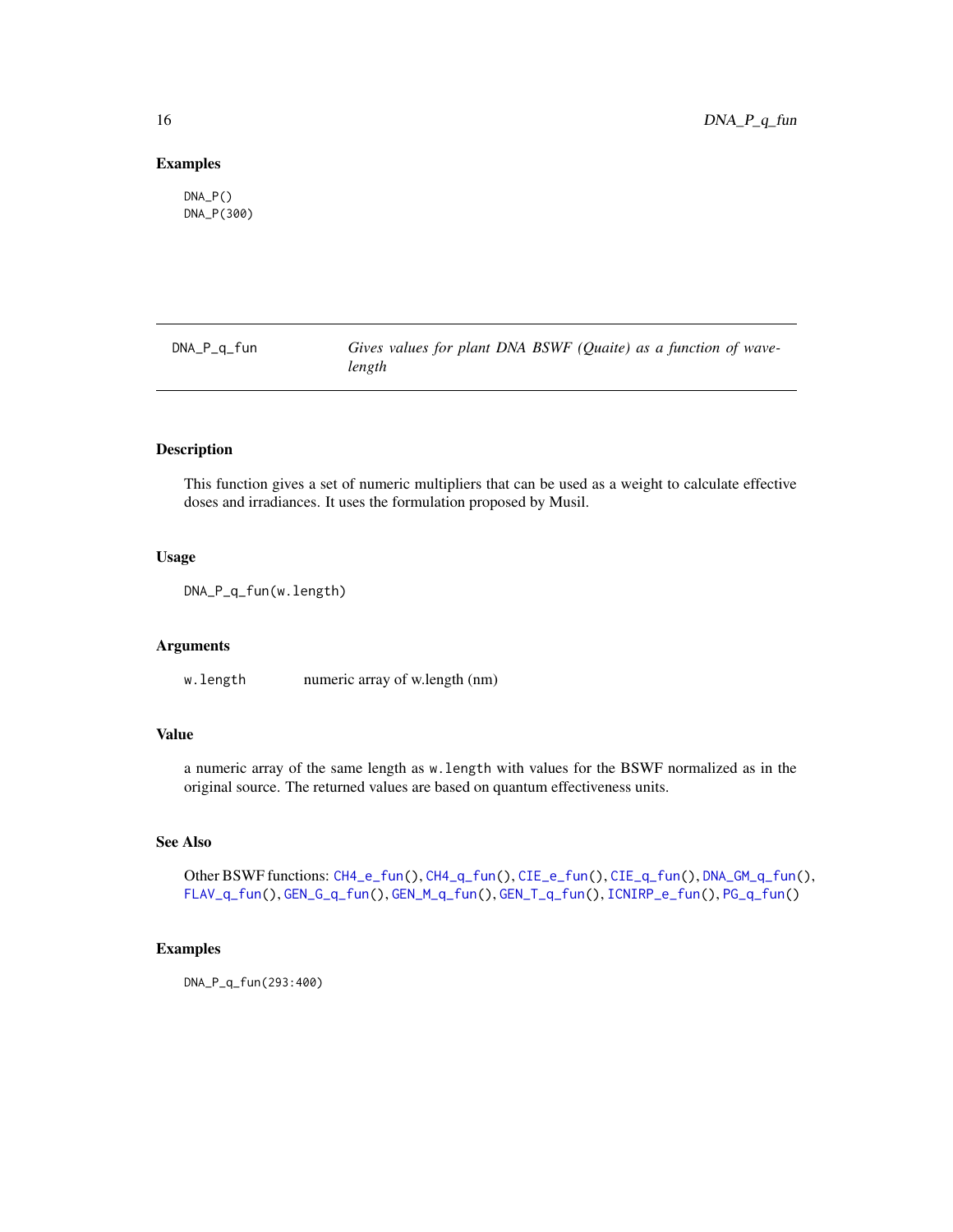## Examples

```
DNA_P()
DNA_P(300)
```

---

# DNA_P_q_fun — *Gives values for plant DNA BSWF (Quaite) as a function of wavelength*

## Description

This function gives a set of numeric multipliers that can be used as a weight to calculate effective doses and irradiances. It uses the formulation proposed by Musil.

## Usage

```
DNA_P_q_fun(w.length)
```

## Arguments

w.length numeric array of w.length (nm)

## Value

a numeric array of the same length as `w.length` with values for the BSWF normalized as in the original source. The returned values are based on quantum effectiveness units.

## See Also

Other BSWF functions: CH4_e_fun(), CH4_q_fun(), CIE_e_fun(), CIE_q_fun(), DNA_GM_q_fun(), FLAV_q_fun(), GEN_G_q_fun(), GEN_M_q_fun(), GEN_T_q_fun(), ICNIRP_e_fun(), PG_q_fun()

## Examples

```
DNA_P_q_fun(293:400)
```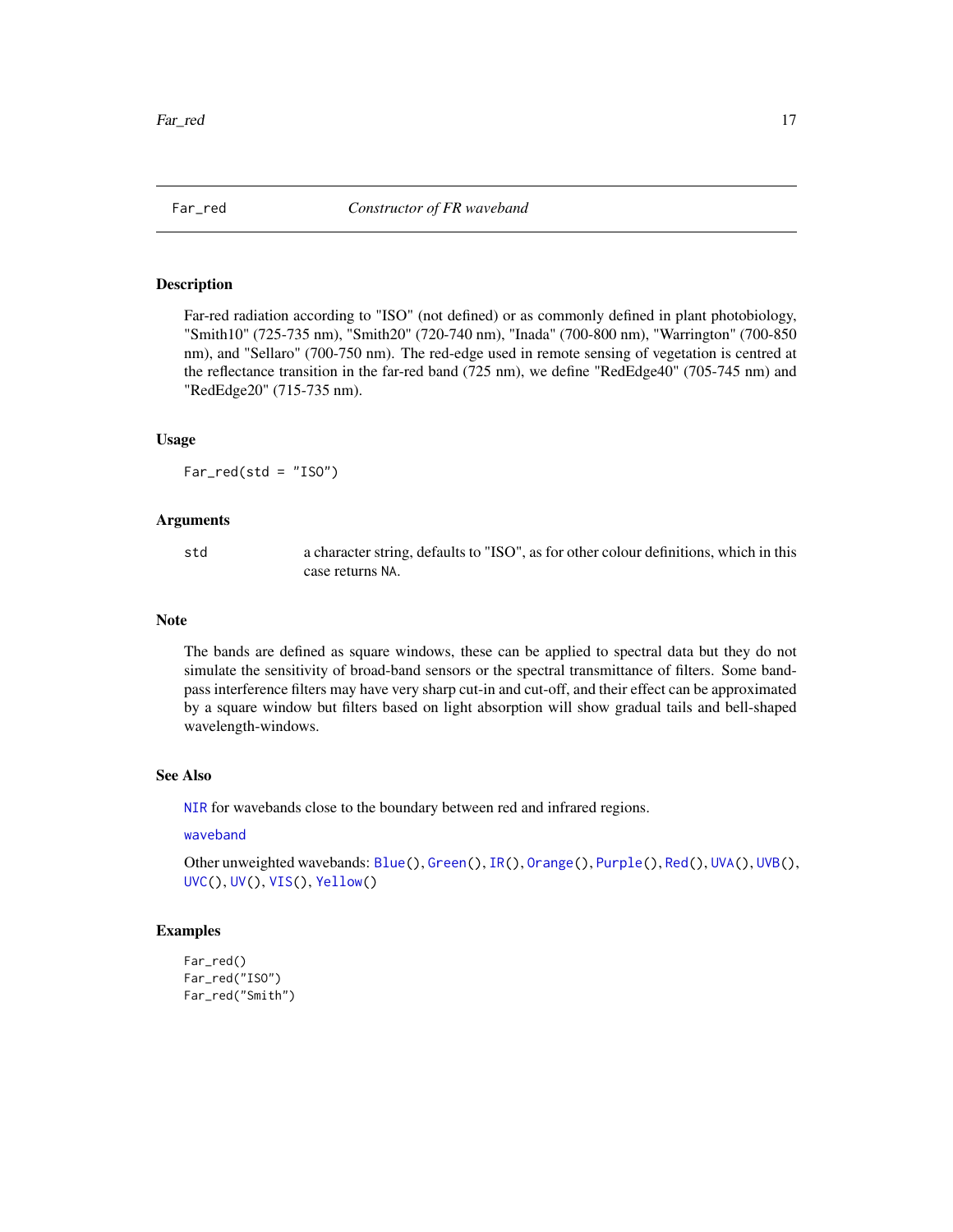## Far_red *Constructor of FR waveband*

### Description

Far-red radiation according to "ISO" (not defined) or as commonly defined in plant photobiology, "Smith10" (725-735 nm), "Smith20" (720-740 nm), "Inada" (700-800 nm), "Warrington" (700-850 nm), and "Sellaro" (700-750 nm). The red-edge used in remote sensing of vegetation is centred at the reflectance transition in the far-red band (725 nm), we define "RedEdge40" (705-745 nm) and "RedEdge20" (715-735 nm).

### Usage

```
Far_red(std = "ISO")
```

### Arguments

| | |
|---|---|
| std | a character string, defaults to "ISO", as for other colour definitions, which in this case returns NA. |

### Note

The bands are defined as square windows, these can be applied to spectral data but they do not simulate the sensitivity of broad-band sensors or the spectral transmittance of filters. Some band-pass interference filters may have very sharp cut-in and cut-off, and their effect can be approximated by a square window but filters based on light absorption will show gradual tails and bell-shaped wavelength-windows.

### See Also

NIR for wavebands close to the boundary between red and infrared regions.

waveband

Other unweighted wavebands: Blue(), Green(), IR(), Orange(), Purple(), Red(), UVA(), UVB(), UVC(), UV(), VIS(), Yellow()

### Examples

```
Far_red()
Far_red("ISO")
Far_red("Smith")
```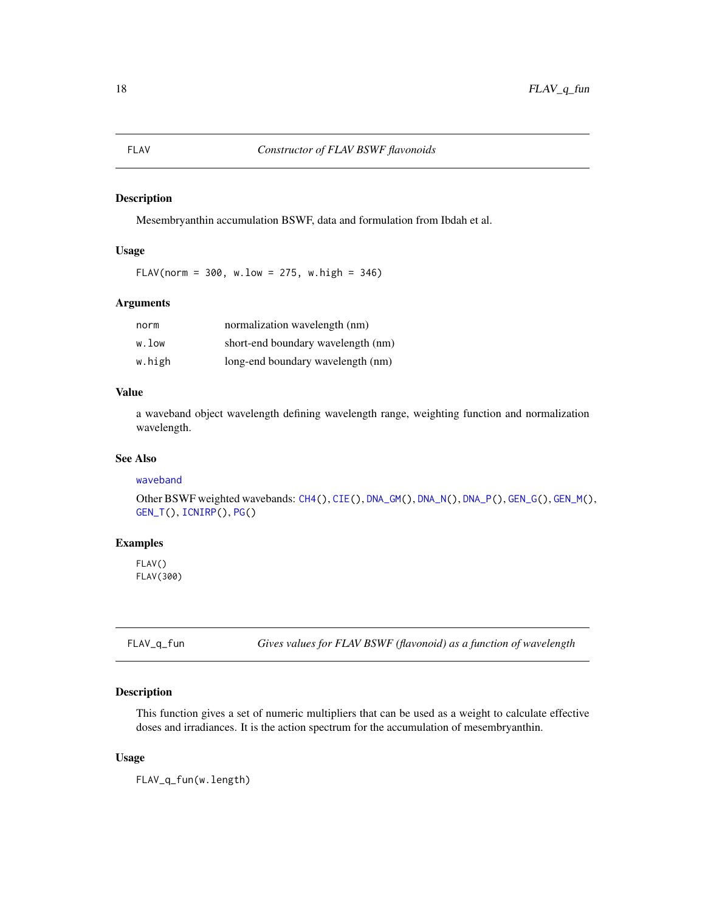## FLAV — *Constructor of FLAV BSWF flavonoids*

### Description

Mesembryanthin accumulation BSWF, data and formulation from Ibdah et al.

### Usage

```
FLAV(norm = 300, w.low = 275, w.high = 346)
```

### Arguments

| | |
|---|---|
| norm | normalization wavelength (nm) |
| w.low | short-end boundary wavelength (nm) |
| w.high | long-end boundary wavelength (nm) |

### Value

a waveband object wavelength defining wavelength range, weighting function and normalization wavelength.

### See Also

waveband

Other BSWF weighted wavebands: CH4(), CIE(), DNA_GM(), DNA_N(), DNA_P(), GEN_G(), GEN_M(), GEN_T(), ICNIRP(), PG()

### Examples

```
FLAV()
FLAV(300)
```

## FLAV_q_fun — *Gives values for FLAV BSWF (flavonoid) as a function of wavelength*

### Description

This function gives a set of numeric multipliers that can be used as a weight to calculate effective doses and irradiances. It is the action spectrum for the accumulation of mesembryanthin.

### Usage

```
FLAV_q_fun(w.length)
```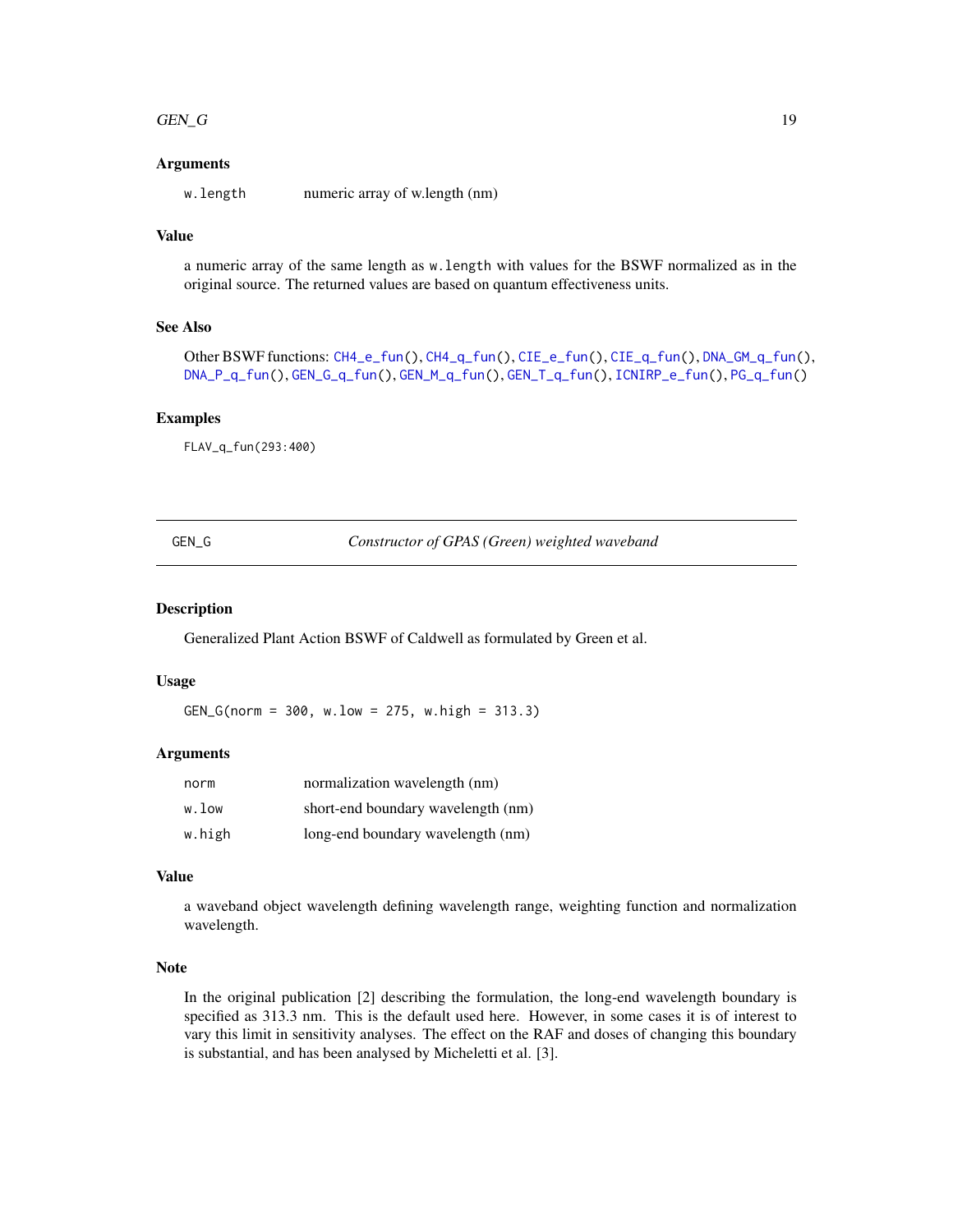### Arguments

w.length numeric array of w.length (nm)

### Value

a numeric array of the same length as `w.length` with values for the BSWF normalized as in the original source. The returned values are based on quantum effectiveness units.

### See Also

Other BSWF functions: `CH4_e_fun()`, `CH4_q_fun()`, `CIE_e_fun()`, `CIE_q_fun()`, `DNA_GM_q_fun()`, `DNA_P_q_fun()`, `GEN_G_q_fun()`, `GEN_M_q_fun()`, `GEN_T_q_fun()`, `ICNIRP_e_fun()`, `PG_q_fun()`

### Examples

```
FLAV_q_fun(293:400)
```

---

## GEN_G *Constructor of GPAS (Green) weighted waveband*

### Description

Generalized Plant Action BSWF of Caldwell as formulated by Green et al.

### Usage

```
GEN_G(norm = 300, w.low = 275, w.high = 313.3)
```

### Arguments

| | |
|---|---|
| norm | normalization wavelength (nm) |
| w.low | short-end boundary wavelength (nm) |
| w.high | long-end boundary wavelength (nm) |

### Value

a waveband object wavelength defining wavelength range, weighting function and normalization wavelength.

### Note

In the original publication [2] describing the formulation, the long-end wavelength boundary is specified as 313.3 nm. This is the default used here. However, in some cases it is of interest to vary this limit in sensitivity analyses. The effect on the RAF and doses of changing this boundary is substantial, and has been analysed by Micheletti et al. [3].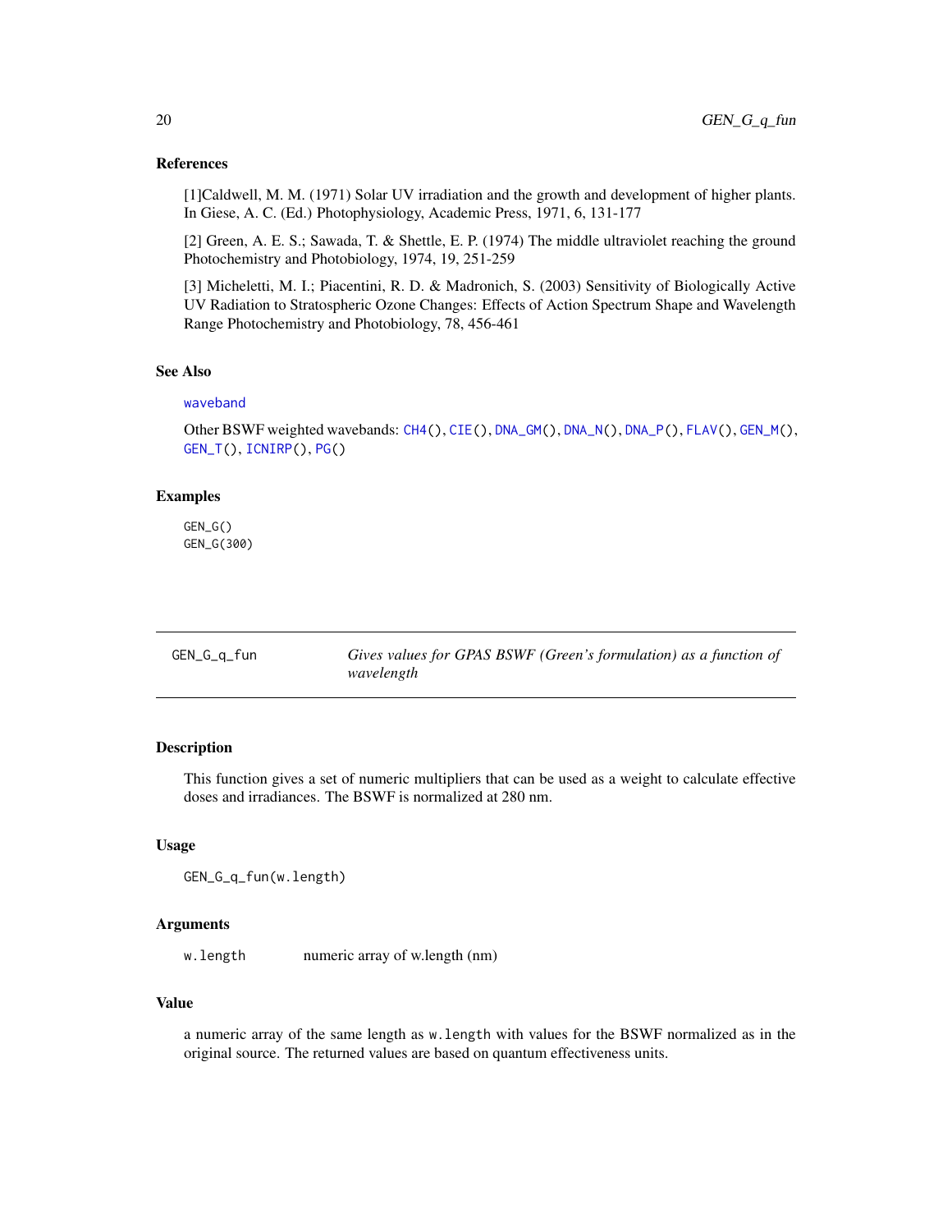### References

[1]Caldwell, M. M. (1971) Solar UV irradiation and the growth and development of higher plants. In Giese, A. C. (Ed.) Photophysiology, Academic Press, 1971, 6, 131-177

[2] Green, A. E. S.; Sawada, T. & Shettle, E. P. (1974) The middle ultraviolet reaching the ground Photochemistry and Photobiology, 1974, 19, 251-259

[3] Micheletti, M. I.; Piacentini, R. D. & Madronich, S. (2003) Sensitivity of Biologically Active UV Radiation to Stratospheric Ozone Changes: Effects of Action Spectrum Shape and Wavelength Range Photochemistry and Photobiology, 78, 456-461

### See Also

waveband

Other BSWF weighted wavebands: CH4(), CIE(), DNA_GM(), DNA_N(), DNA_P(), FLAV(), GEN_M(), GEN_T(), ICNIRP(), PG()

### Examples

```
GEN_G()
GEN_G(300)
```

---

## GEN_G_q_fun — *Gives values for GPAS BSWF (Green's formulation) as a function of wavelength*

### Description

This function gives a set of numeric multipliers that can be used as a weight to calculate effective doses and irradiances. The BSWF is normalized at 280 nm.

### Usage

```
GEN_G_q_fun(w.length)
```

### Arguments

| | |
|---|---|
| w.length | numeric array of w.length (nm) |

### Value

a numeric array of the same length as `w.length` with values for the BSWF normalized as in the original source. The returned values are based on quantum effectiveness units.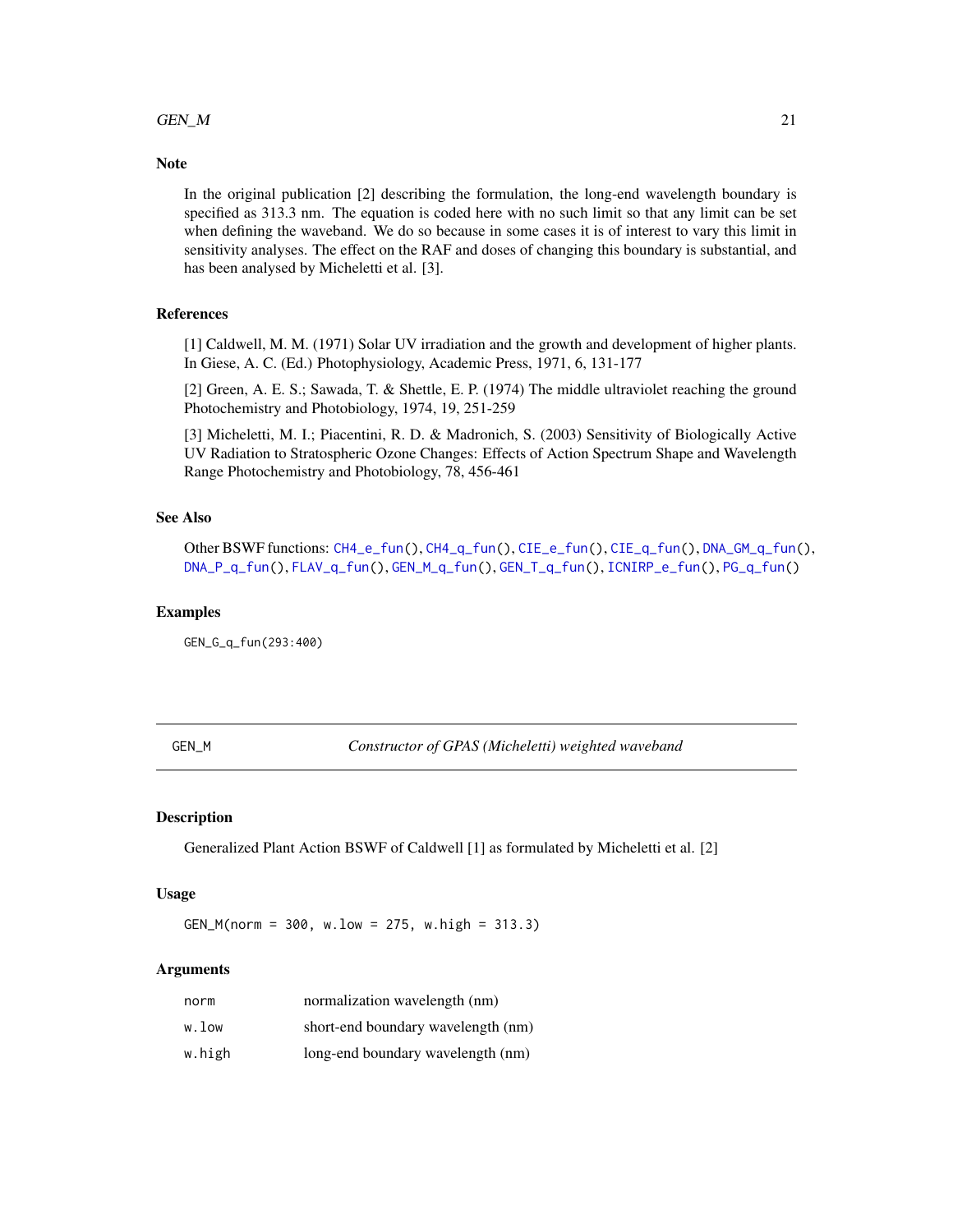### Note

In the original publication [2] describing the formulation, the long-end wavelength boundary is specified as 313.3 nm. The equation is coded here with no such limit so that any limit can be set when defining the waveband. We do so because in some cases it is of interest to vary this limit in sensitivity analyses. The effect on the RAF and doses of changing this boundary is substantial, and has been analysed by Micheletti et al. [3].

### References

[1] Caldwell, M. M. (1971) Solar UV irradiation and the growth and development of higher plants. In Giese, A. C. (Ed.) Photophysiology, Academic Press, 1971, 6, 131-177

[2] Green, A. E. S.; Sawada, T. & Shettle, E. P. (1974) The middle ultraviolet reaching the ground Photochemistry and Photobiology, 1974, 19, 251-259

[3] Micheletti, M. I.; Piacentini, R. D. & Madronich, S. (2003) Sensitivity of Biologically Active UV Radiation to Stratospheric Ozone Changes: Effects of Action Spectrum Shape and Wavelength Range Photochemistry and Photobiology, 78, 456-461

### See Also

Other BSWF functions: CH4_e_fun(), CH4_q_fun(), CIE_e_fun(), CIE_q_fun(), DNA_GM_q_fun(), DNA_P_q_fun(), FLAV_q_fun(), GEN_M_q_fun(), GEN_T_q_fun(), ICNIRP_e_fun(), PG_q_fun()

### Examples

```
GEN_G_q_fun(293:400)
```

---

## GEN_M — *Constructor of GPAS (Micheletti) weighted waveband*

### Description

Generalized Plant Action BSWF of Caldwell [1] as formulated by Micheletti et al. [2]

### Usage

```
GEN_M(norm = 300, w.low = 275, w.high = 313.3)
```

### Arguments

| | |
|---|---|
| norm | normalization wavelength (nm) |
| w.low | short-end boundary wavelength (nm) |
| w.high | long-end boundary wavelength (nm) |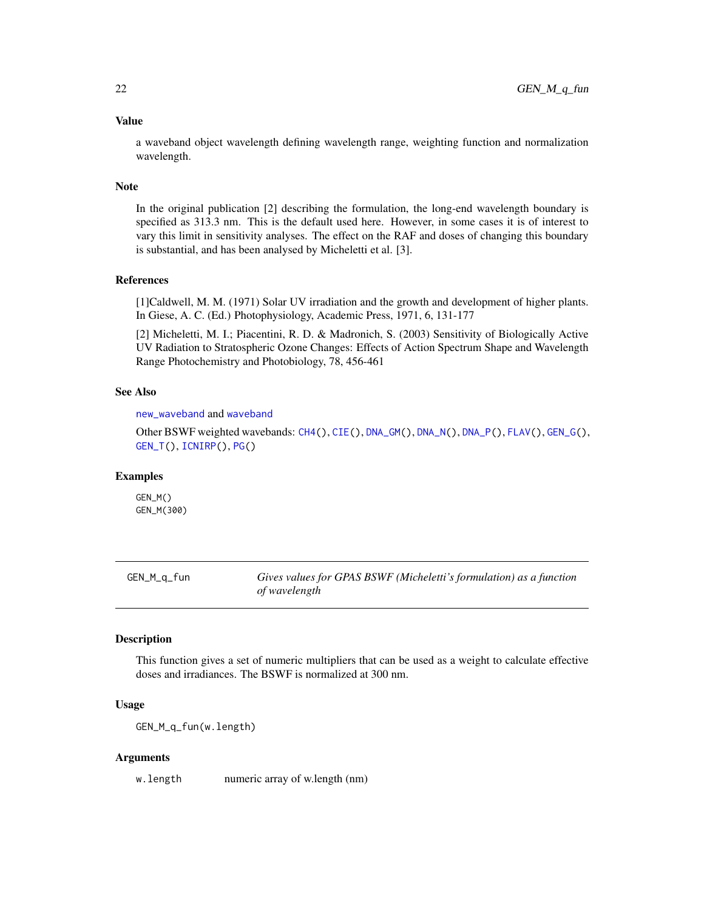### Value

a waveband object wavelength defining wavelength range, weighting function and normalization wavelength.

### Note

In the original publication [2] describing the formulation, the long-end wavelength boundary is specified as 313.3 nm. This is the default used here. However, in some cases it is of interest to vary this limit in sensitivity analyses. The effect on the RAF and doses of changing this boundary is substantial, and has been analysed by Micheletti et al. [3].

### References

[1]Caldwell, M. M. (1971) Solar UV irradiation and the growth and development of higher plants. In Giese, A. C. (Ed.) Photophysiology, Academic Press, 1971, 6, 131-177

[2] Micheletti, M. I.; Piacentini, R. D. & Madronich, S. (2003) Sensitivity of Biologically Active UV Radiation to Stratospheric Ozone Changes: Effects of Action Spectrum Shape and Wavelength Range Photochemistry and Photobiology, 78, 456-461

### See Also

new_waveband and waveband

Other BSWF weighted wavebands: CH4(), CIE(), DNA_GM(), DNA_N(), DNA_P(), FLAV(), GEN_G(), GEN_T(), ICNIRP(), PG()

### Examples

```
GEN_M()
GEN_M(300)
```

## GEN_M_q_fun — *Gives values for GPAS BSWF (Micheletti's formulation) as a function of wavelength*

### Description

This function gives a set of numeric multipliers that can be used as a weight to calculate effective doses and irradiances. The BSWF is normalized at 300 nm.

### Usage

```
GEN_M_q_fun(w.length)
```

### Arguments

| | |
|---|---|
| w.length | numeric array of w.length (nm) |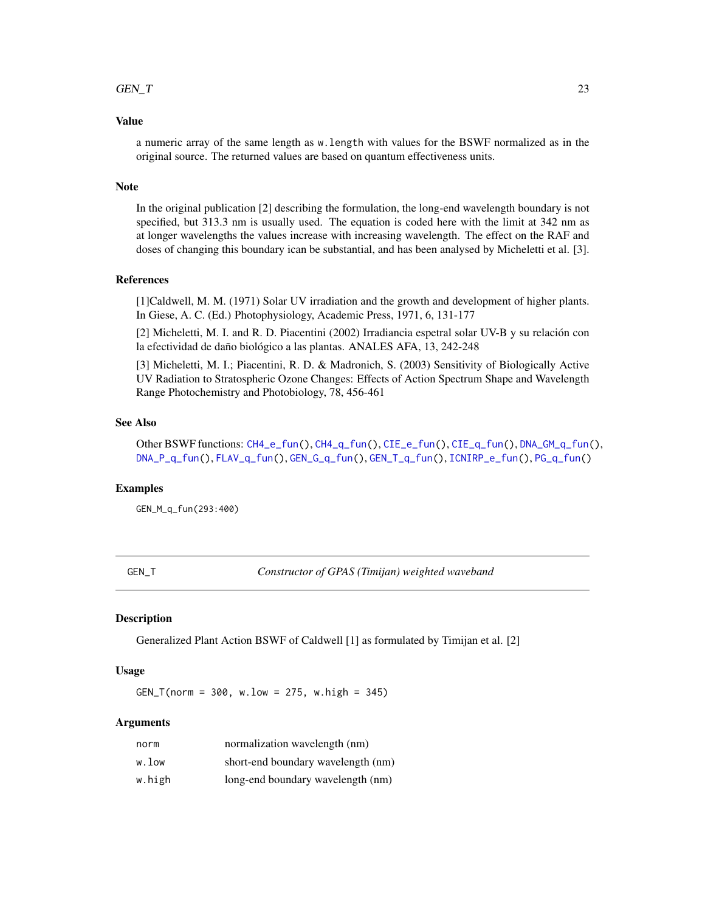### Value

a numeric array of the same length as `w.length` with values for the BSWF normalized as in the original source. The returned values are based on quantum effectiveness units.

### Note

In the original publication [2] describing the formulation, the long-end wavelength boundary is not specified, but 313.3 nm is usually used. The equation is coded here with the limit at 342 nm as at longer wavelengths the values increase with increasing wavelength. The effect on the RAF and doses of changing this boundary ican be substantial, and has been analysed by Micheletti et al. [3].

### References

[1]Caldwell, M. M. (1971) Solar UV irradiation and the growth and development of higher plants. In Giese, A. C. (Ed.) Photophysiology, Academic Press, 1971, 6, 131-177

[2] Micheletti, M. I. and R. D. Piacentini (2002) Irradiancia espetral solar UV-B y su relación con la efectividad de daño biológico a las plantas. ANALES AFA, 13, 242-248

[3] Micheletti, M. I.; Piacentini, R. D. & Madronich, S. (2003) Sensitivity of Biologically Active UV Radiation to Stratospheric Ozone Changes: Effects of Action Spectrum Shape and Wavelength Range Photochemistry and Photobiology, 78, 456-461

### See Also

Other BSWF functions: `CH4_e_fun()`, `CH4_q_fun()`, `CIE_e_fun()`, `CIE_q_fun()`, `DNA_GM_q_fun()`, `DNA_P_q_fun()`, `FLAV_q_fun()`, `GEN_G_q_fun()`, `GEN_T_q_fun()`, `ICNIRP_e_fun()`, `PG_q_fun()`

### Examples

```
GEN_M_q_fun(293:400)
```

---

## GEN_T — *Constructor of GPAS (Timijan) weighted waveband*

### Description

Generalized Plant Action BSWF of Caldwell [1] as formulated by Timijan et al. [2]

### Usage

```
GEN_T(norm = 300, w.low = 275, w.high = 345)
```

### Arguments

| | |
|---|---|
| `norm` | normalization wavelength (nm) |
| `w.low` | short-end boundary wavelength (nm) |
| `w.high` | long-end boundary wavelength (nm) |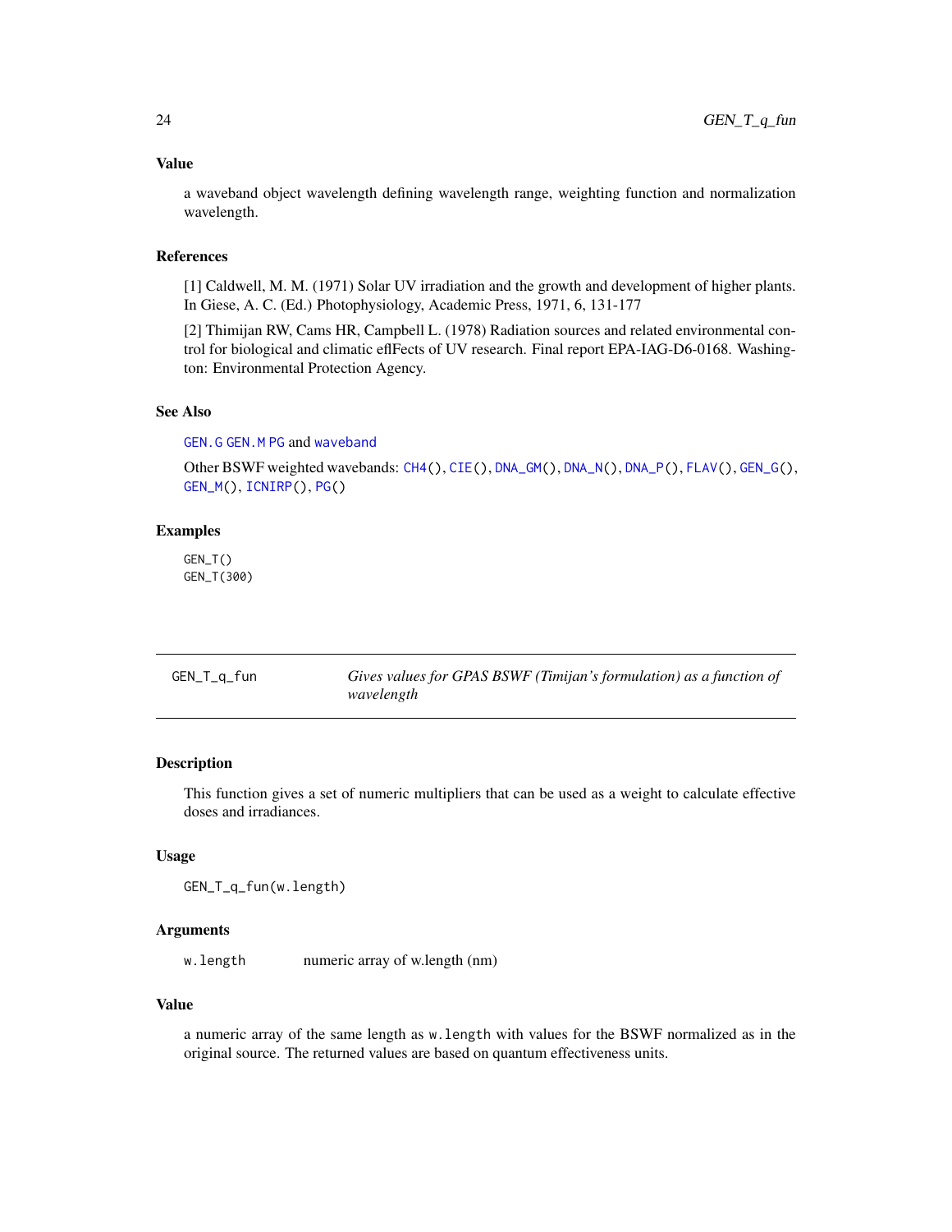### Value

a waveband object wavelength defining wavelength range, weighting function and normalization wavelength.

### References

[1] Caldwell, M. M. (1971) Solar UV irradiation and the growth and development of higher plants. In Giese, A. C. (Ed.) Photophysiology, Academic Press, 1971, 6, 131-177

[2] Thimijan RW, Cams HR, Campbell L. (1978) Radiation sources and related environmental control for biological and climatic eflFects of UV research. Final report EPA-IAG-D6-0168. Washington: Environmental Protection Agency.

### See Also

GEN.G GEN.M PG and waveband

Other BSWF weighted wavebands: CH4(), CIE(), DNA_GM(), DNA_N(), DNA_P(), FLAV(), GEN_G(), GEN_M(), ICNIRP(), PG()

### Examples

```
GEN_T()
GEN_T(300)
```

---

## GEN_T_q_fun — *Gives values for GPAS BSWF (Timijan's formulation) as a function of wavelength*

### Description

This function gives a set of numeric multipliers that can be used as a weight to calculate effective doses and irradiances.

### Usage

```
GEN_T_q_fun(w.length)
```

### Arguments

| | |
|---|---|
| w.length | numeric array of w.length (nm) |

### Value

a numeric array of the same length as w.length with values for the BSWF normalized as in the original source. The returned values are based on quantum effectiveness units.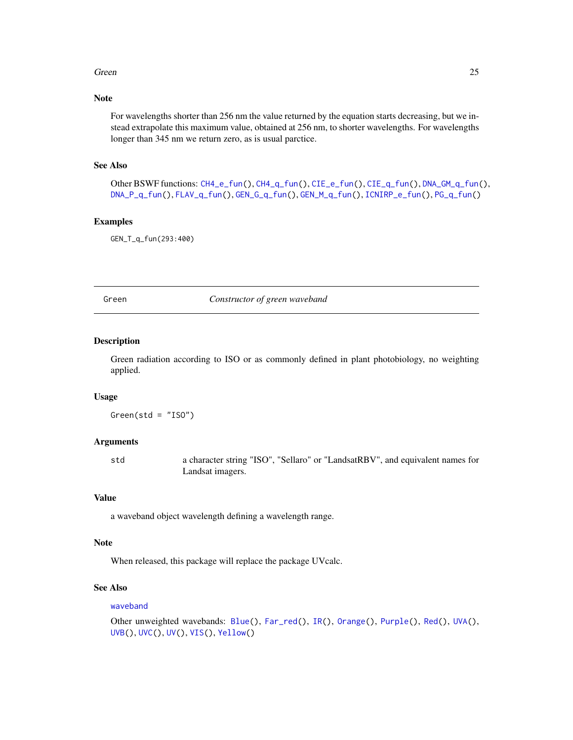### Note

For wavelengths shorter than 256 nm the value returned by the equation starts decreasing, but we instead extrapolate this maximum value, obtained at 256 nm, to shorter wavelengths. For wavelengths longer than 345 nm we return zero, as is usual parctice.

### See Also

Other BSWF functions: CH4_e_fun(), CH4_q_fun(), CIE_e_fun(), CIE_q_fun(), DNA_GM_q_fun(), DNA_P_q_fun(), FLAV_q_fun(), GEN_G_q_fun(), GEN_M_q_fun(), ICNIRP_e_fun(), PG_q_fun()

### Examples

```
GEN_T_q_fun(293:400)
```

---

## Green — *Constructor of green waveband*

### Description

Green radiation according to ISO or as commonly defined in plant photobiology, no weighting applied.

### Usage

```
Green(std = "ISO")
```

### Arguments

| | |
|---|---|
| std | a character string "ISO", "Sellaro" or "LandsatRBV", and equivalent names for Landsat imagers. |

### Value

a waveband object wavelength defining a wavelength range.

### Note

When released, this package will replace the package UVcalc.

### See Also

waveband

Other unweighted wavebands: Blue(), Far_red(), IR(), Orange(), Purple(), Red(), UVA(), UVB(), UVC(), UV(), VIS(), Yellow()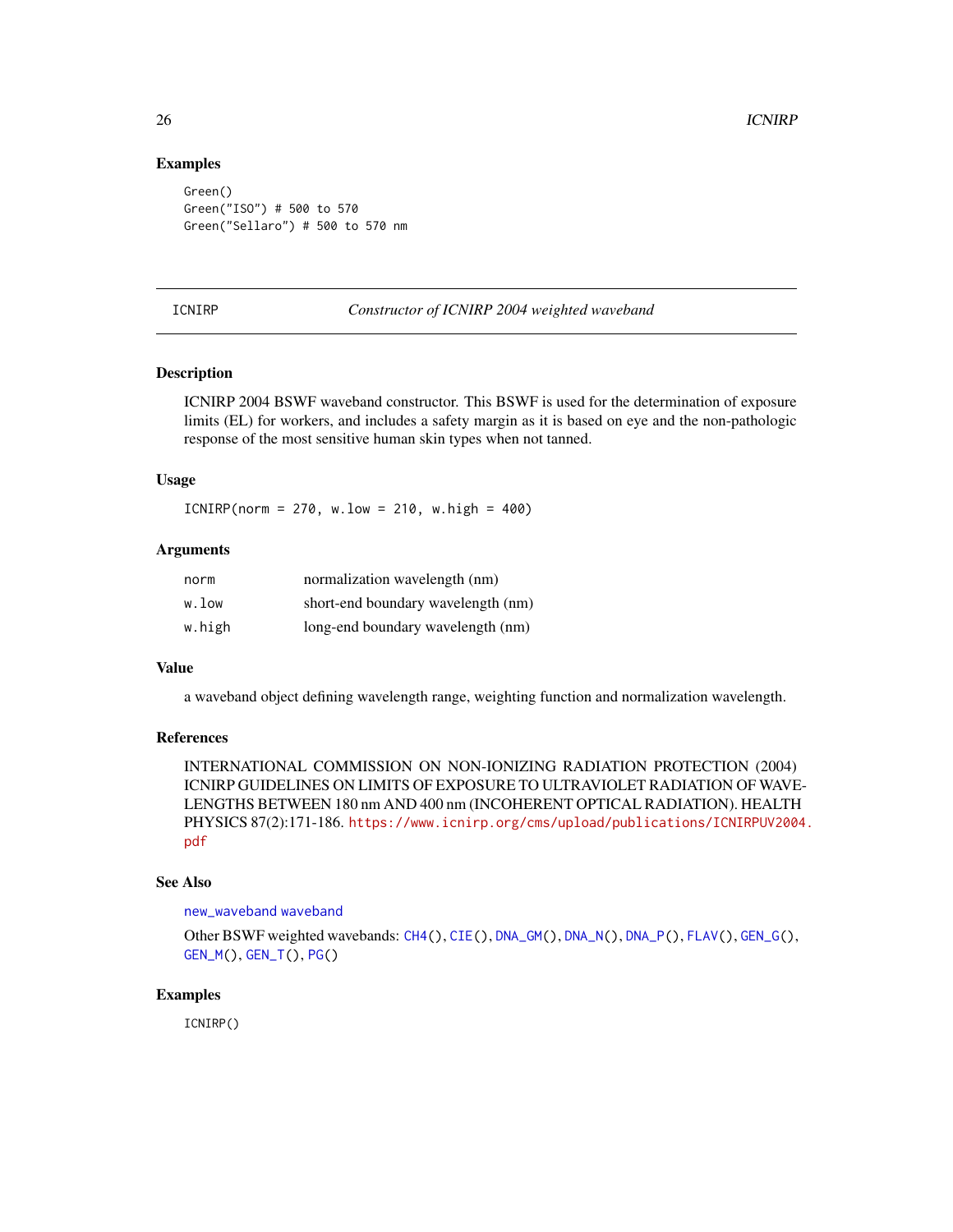### Examples

```
Green()
Green("ISO") # 500 to 570
Green("Sellaro") # 500 to 570 nm
```

---

## ICNIRP — *Constructor of ICNIRP 2004 weighted waveband*

### Description

ICNIRP 2004 BSWF waveband constructor. This BSWF is used for the determination of exposure limits (EL) for workers, and includes a safety margin as it is based on eye and the non-pathologic response of the most sensitive human skin types when not tanned.

### Usage

```
ICNIRP(norm = 270, w.low = 210, w.high = 400)
```

### Arguments

| | |
|---|---|
| `norm` | normalization wavelength (nm) |
| `w.low` | short-end boundary wavelength (nm) |
| `w.high` | long-end boundary wavelength (nm) |

### Value

a waveband object defining wavelength range, weighting function and normalization wavelength.

### References

INTERNATIONAL COMMISSION ON NON-IONIZING RADIATION PROTECTION (2004) ICNIRP GUIDELINES ON LIMITS OF EXPOSURE TO ULTRAVIOLET RADIATION OF WAVELENGTHS BETWEEN 180 nm AND 400 nm (INCOHERENT OPTICAL RADIATION). HEALTH PHYSICS 87(2):171-186. https://www.icnirp.org/cms/upload/publications/ICNIRPUV2004.pdf

### See Also

`new_waveband` `waveband`

Other BSWF weighted wavebands: `CH4()`, `CIE()`, `DNA_GM()`, `DNA_N()`, `DNA_P()`, `FLAV()`, `GEN_G()`, `GEN_M()`, `GEN_T()`, `PG()`

### Examples

```
ICNIRP()
```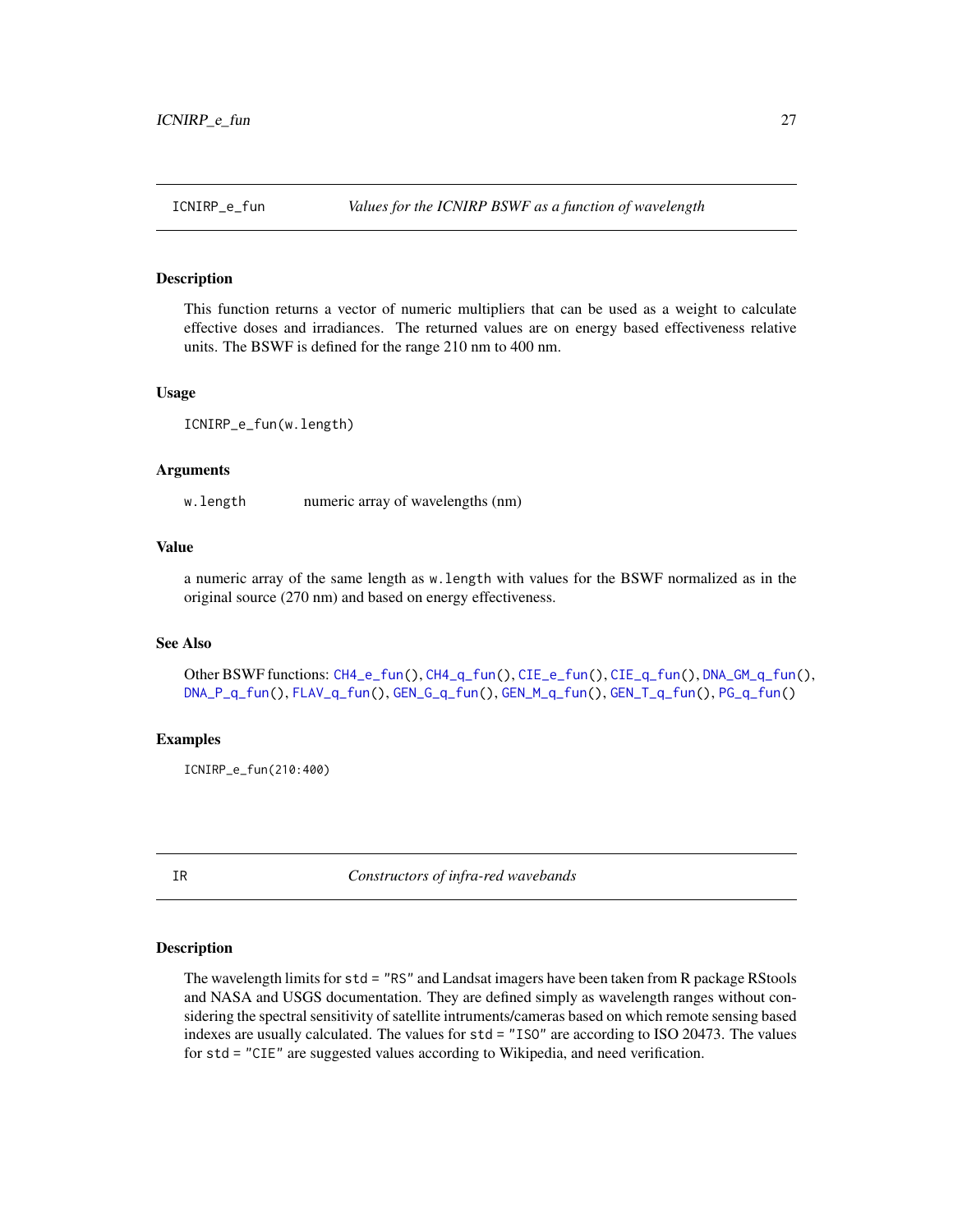## ICNIRP_e_fun — *Values for the ICNIRP BSWF as a function of wavelength*

### Description

This function returns a vector of numeric multipliers that can be used as a weight to calculate effective doses and irradiances. The returned values are on energy based effectiveness relative units. The BSWF is defined for the range 210 nm to 400 nm.

### Usage

```
ICNIRP_e_fun(w.length)
```

### Arguments

| | |
|---|---|
| w.length | numeric array of wavelengths (nm) |

### Value

a numeric array of the same length as `w.length` with values for the BSWF normalized as in the original source (270 nm) and based on energy effectiveness.

### See Also

Other BSWF functions: `CH4_e_fun()`, `CH4_q_fun()`, `CIE_e_fun()`, `CIE_q_fun()`, `DNA_GM_q_fun()`, `DNA_P_q_fun()`, `FLAV_q_fun()`, `GEN_G_q_fun()`, `GEN_M_q_fun()`, `GEN_T_q_fun()`, `PG_q_fun()`

### Examples

```
ICNIRP_e_fun(210:400)
```

## IR — *Constructors of infra-red wavebands*

### Description

The wavelength limits for `std = "RS"` and Landsat imagers have been taken from R package RStools and NASA and USGS documentation. They are defined simply as wavelength ranges without considering the spectral sensitivity of satellite intruments/cameras based on which remote sensing based indexes are usually calculated. The values for `std = "ISO"` are according to ISO 20473. The values for `std = "CIE"` are suggested values according to Wikipedia, and need verification.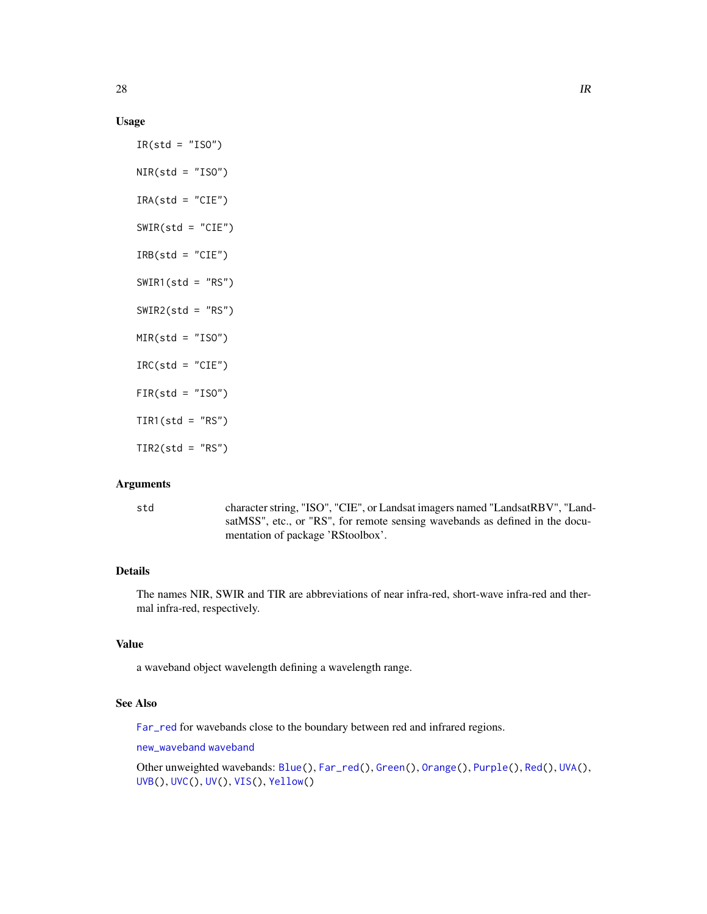## Usage

```
IR(std = "ISO")

NIR(std = "ISO")

IRA(std = "CIE")

SWIR(std = "CIE")

IRB(std = "CIE")

SWIR1(std = "RS")

SWIR2(std = "RS")

MIR(std = "ISO")

IRC(std = "CIE")

FIR(std = "ISO")

TIR1(std = "RS")

TIR2(std = "RS")
```

## Arguments

| | |
|---|---|
| std | character string, "ISO", "CIE", or Landsat imagers named "LandsatRBV", "LandsatMSS", etc., or "RS", for remote sensing wavebands as defined in the documentation of package 'RStoolbox'. |

## Details

The names NIR, SWIR and TIR are abbreviations of near infra-red, short-wave infra-red and thermal infra-red, respectively.

## Value

a waveband object wavelength defining a wavelength range.

## See Also

Far_red for wavebands close to the boundary between red and infrared regions.

new_waveband waveband

Other unweighted wavebands: Blue(), Far_red(), Green(), Orange(), Purple(), Red(), UVA(), UVB(), UVC(), UV(), VIS(), Yellow()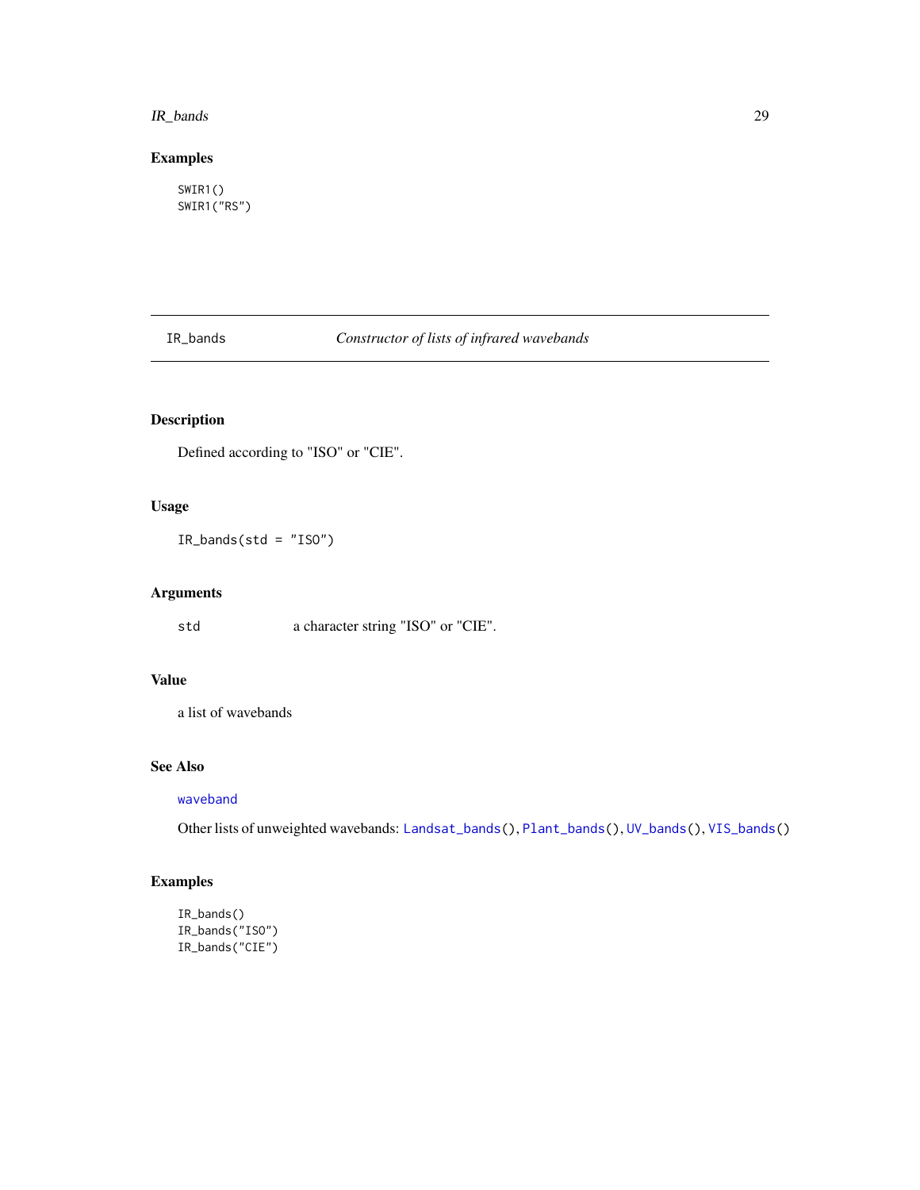## Examples

```
SWIR1()
SWIR1("RS")
```

---

# IR_bands — *Constructor of lists of infrared wavebands*

## Description

Defined according to "ISO" or "CIE".

## Usage

```
IR_bands(std = "ISO")
```

## Arguments

| | |
|---|---|
| `std` | a character string "ISO" or "CIE". |

## Value

a list of wavebands

## See Also

`waveband`

Other lists of unweighted wavebands: `Landsat_bands()`, `Plant_bands()`, `UV_bands()`, `VIS_bands()`

## Examples

```
IR_bands()
IR_bands("ISO")
IR_bands("CIE")
```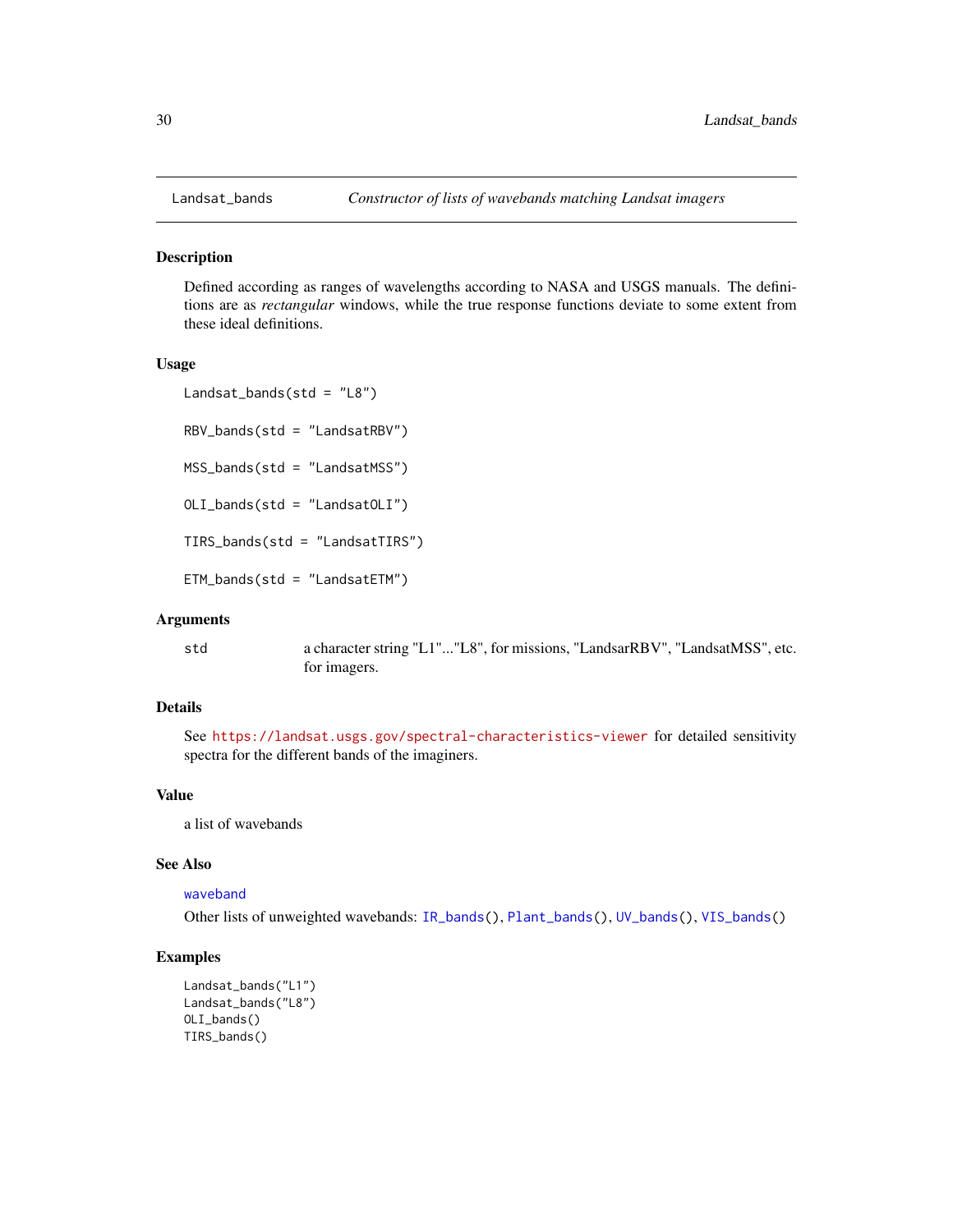# Landsat_bands — *Constructor of lists of wavebands matching Landsat imagers*

## Description

Defined according as ranges of wavelengths according to NASA and USGS manuals. The definitions are as *rectangular* windows, while the true response functions deviate to some extent from these ideal definitions.

## Usage

```
Landsat_bands(std = "L8")

RBV_bands(std = "LandsatRBV")

MSS_bands(std = "LandsatMSS")

OLI_bands(std = "LandsatOLI")

TIRS_bands(std = "LandsatTIRS")

ETM_bands(std = "LandsatETM")
```

## Arguments

| | |
|---|---|
| `std` | a character string "L1"..."L8", for missions, "LandsarRBV", "LandsatMSS", etc. for imagers. |

## Details

See https://landsat.usgs.gov/spectral-characteristics-viewer for detailed sensitivity spectra for the different bands of the imaginers.

## Value

a list of wavebands

## See Also

`waveband`

Other lists of unweighted wavebands: `IR_bands()`, `Plant_bands()`, `UV_bands()`, `VIS_bands()`

## Examples

```
Landsat_bands("L1")
Landsat_bands("L8")
OLI_bands()
TIRS_bands()
```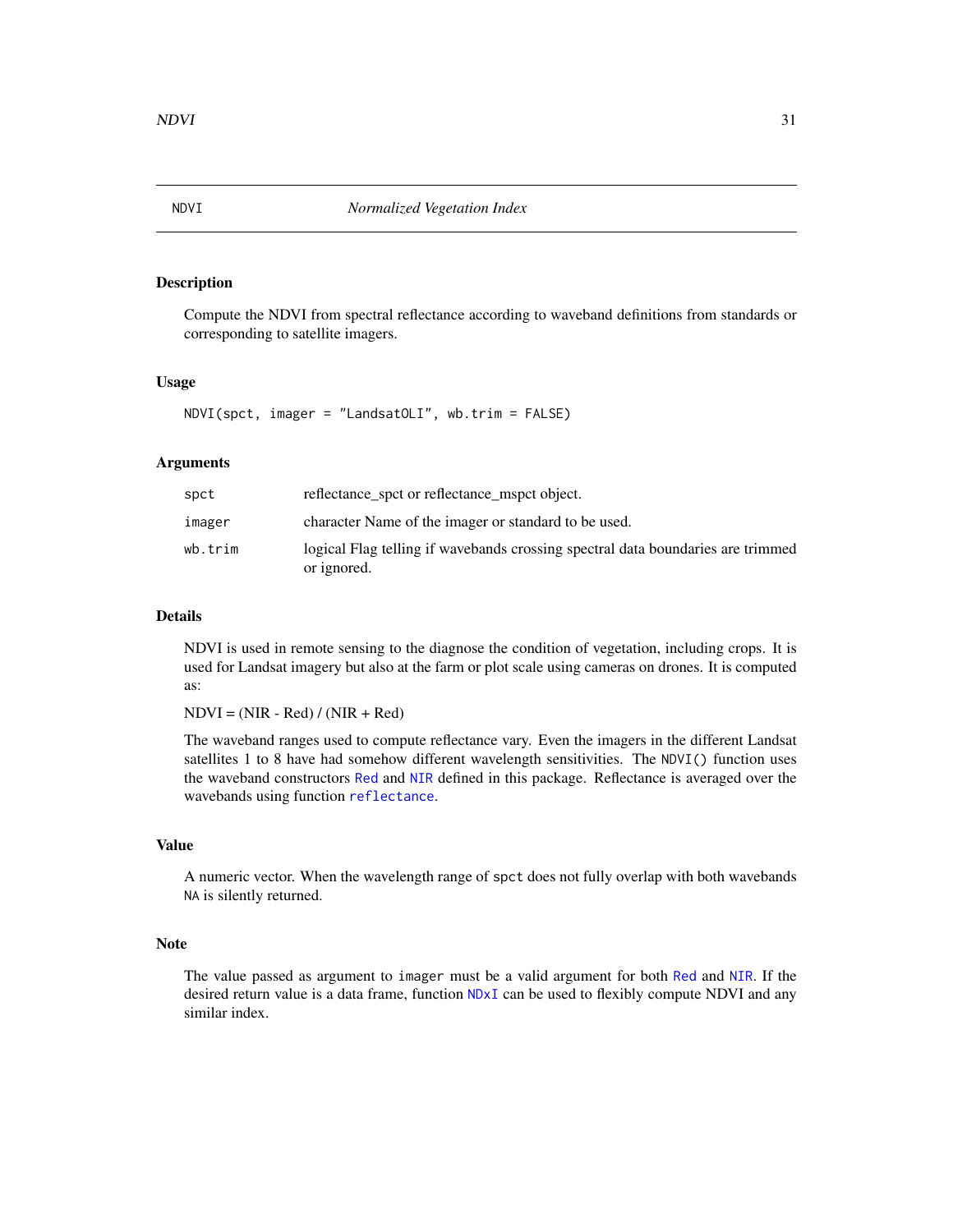## NDVI — *Normalized Vegetation Index*

### Description

Compute the NDVI from spectral reflectance according to waveband definitions from standards or corresponding to satellite imagers.

### Usage

```
NDVI(spct, imager = "LandsatOLI", wb.trim = FALSE)
```

### Arguments

| | |
|---|---|
| `spct` | reflectance_spct or reflectance_mspct object. |
| `imager` | character Name of the imager or standard to be used. |
| `wb.trim` | logical Flag telling if wavebands crossing spectral data boundaries are trimmed or ignored. |

### Details

NDVI is used in remote sensing to the diagnose the condition of vegetation, including crops. It is used for Landsat imagery but also at the farm or plot scale using cameras on drones. It is computed as:

NDVI = (NIR - Red) / (NIR + Red)

The waveband ranges used to compute reflectance vary. Even the imagers in the different Landsat satellites 1 to 8 have had somehow different wavelength sensitivities. The `NDVI()` function uses the waveband constructors `Red` and `NIR` defined in this package. Reflectance is averaged over the wavebands using function `reflectance`.

### Value

A numeric vector. When the wavelength range of `spct` does not fully overlap with both wavebands `NA` is silently returned.

### Note

The value passed as argument to `imager` must be a valid argument for both `Red` and `NIR`. If the desired return value is a data frame, function `NDxI` can be used to flexibly compute NDVI and any similar index.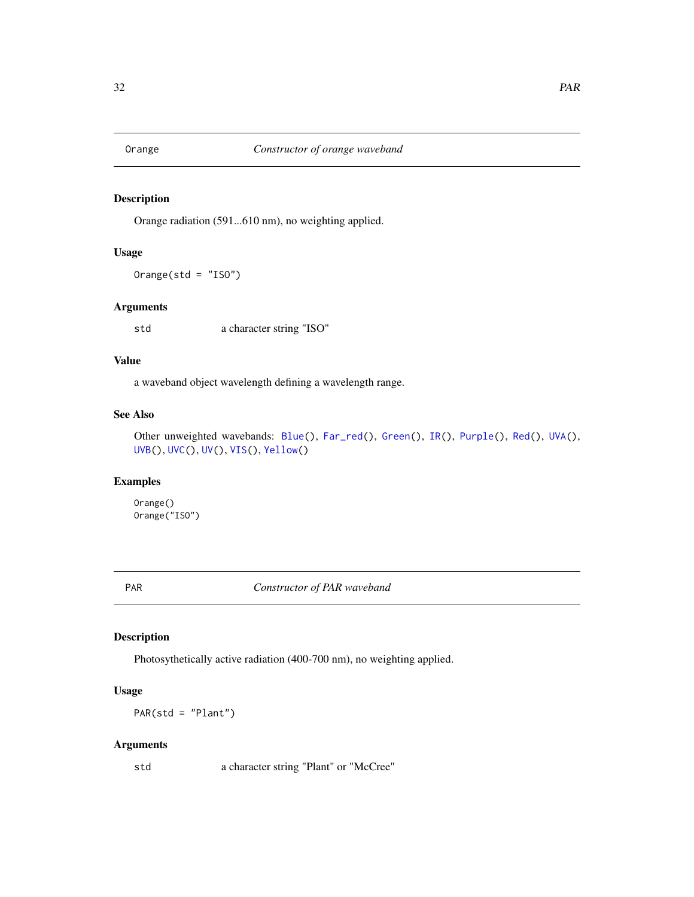## Orange — *Constructor of orange waveband*

### Description

Orange radiation (591...610 nm), no weighting applied.

### Usage

```
Orange(std = "ISO")
```

### Arguments

| | |
|---|---|
| std | a character string "ISO" |

### Value

a waveband object wavelength defining a wavelength range.

### See Also

Other unweighted wavebands: Blue(), Far_red(), Green(), IR(), Purple(), Red(), UVA(), UVB(), UVC(), UV(), VIS(), Yellow()

### Examples

```
Orange()
Orange("ISO")
```

## PAR — *Constructor of PAR waveband*

### Description

Photosythetically active radiation (400-700 nm), no weighting applied.

### Usage

```
PAR(std = "Plant")
```

### Arguments

| | |
|---|---|
| std | a character string "Plant" or "McCree" |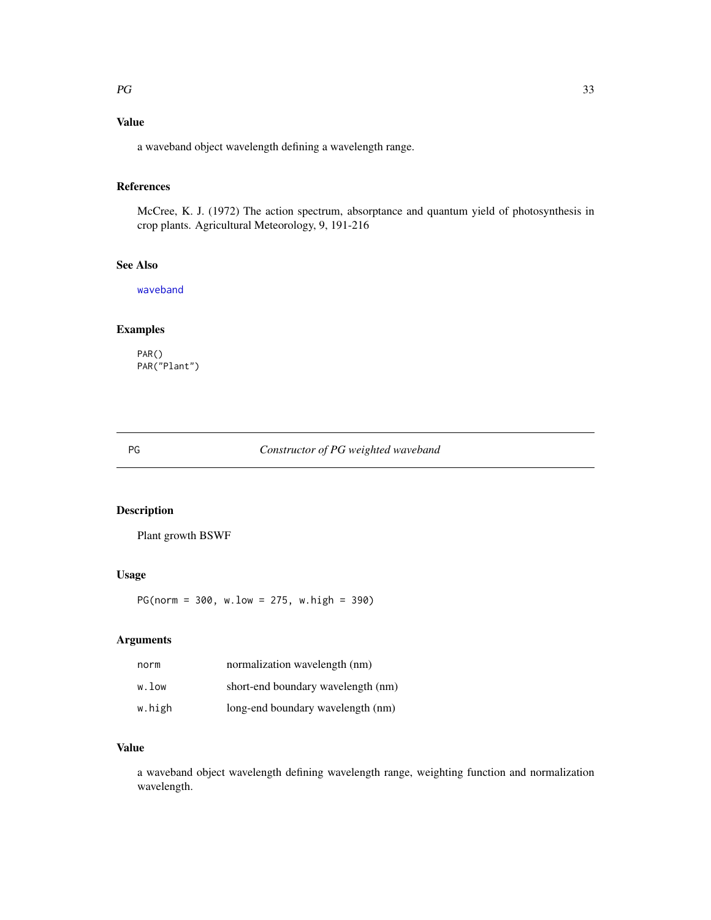## Value

a waveband object wavelength defining a wavelength range.

## References

McCree, K. J. (1972) The action spectrum, absorptance and quantum yield of photosynthesis in crop plants. Agricultural Meteorology, 9, 191-216

## See Also

waveband

## Examples

```
PAR()
PAR("Plant")
```

---

# PG — *Constructor of PG weighted waveband*

## Description

Plant growth BSWF

## Usage

```
PG(norm = 300, w.low = 275, w.high = 390)
```

## Arguments

| | |
|---|---|
| norm | normalization wavelength (nm) |
| w.low | short-end boundary wavelength (nm) |
| w.high | long-end boundary wavelength (nm) |

## Value

a waveband object wavelength defining wavelength range, weighting function and normalization wavelength.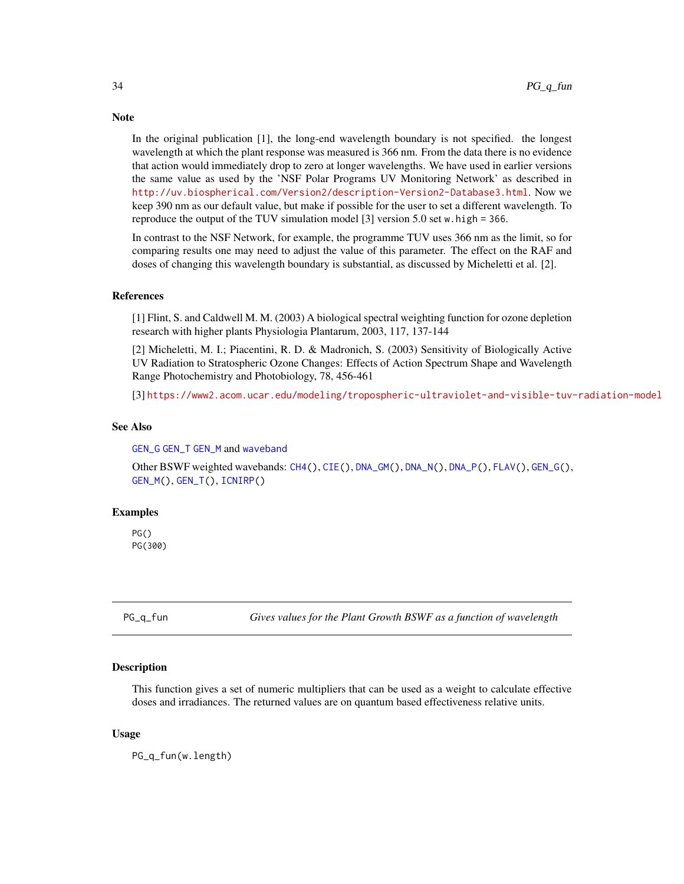### Note

In the original publication [1], the long-end wavelength boundary is not specified. the longest wavelength at which the plant response was measured is 366 nm. From the data there is no evidence that action would immediately drop to zero at longer wavelengths. We have used in earlier versions the same value as used by the 'NSF Polar Programs UV Monitoring Network' as described in http://uv.biospherical.com/Version2/description-Version2-Database3.html. Now we keep 390 nm as our default value, but make if possible for the user to set a different wavelength. To reproduce the output of the TUV simulation model [3] version 5.0 set `w.high = 366`.

In contrast to the NSF Network, for example, the programme TUV uses 366 nm as the limit, so for comparing results one may need to adjust the value of this parameter. The effect on the RAF and doses of changing this wavelength boundary is substantial, as discussed by Micheletti et al. [2].

### References

[1] Flint, S. and Caldwell M. M. (2003) A biological spectral weighting function for ozone depletion research with higher plants Physiologia Plantarum, 2003, 117, 137-144

[2] Micheletti, M. I.; Piacentini, R. D. & Madronich, S. (2003) Sensitivity of Biologically Active UV Radiation to Stratospheric Ozone Changes: Effects of Action Spectrum Shape and Wavelength Range Photochemistry and Photobiology, 78, 456-461

[3] https://www2.acom.ucar.edu/modeling/tropospheric-ultraviolet-and-visible-tuv-radiation-model

### See Also

GEN_G GEN_T GEN_M and waveband

Other BSWF weighted wavebands: CH4(), CIE(), DNA_GM(), DNA_N(), DNA_P(), FLAV(), GEN_G(), GEN_M(), GEN_T(), ICNIRP()

### Examples

```
PG()
PG(300)
```

---

## PG_q_fun — *Gives values for the Plant Growth BSWF as a function of wavelength*

### Description

This function gives a set of numeric multipliers that can be used as a weight to calculate effective doses and irradiances. The returned values are on quantum based effectiveness relative units.

### Usage

```
PG_q_fun(w.length)
```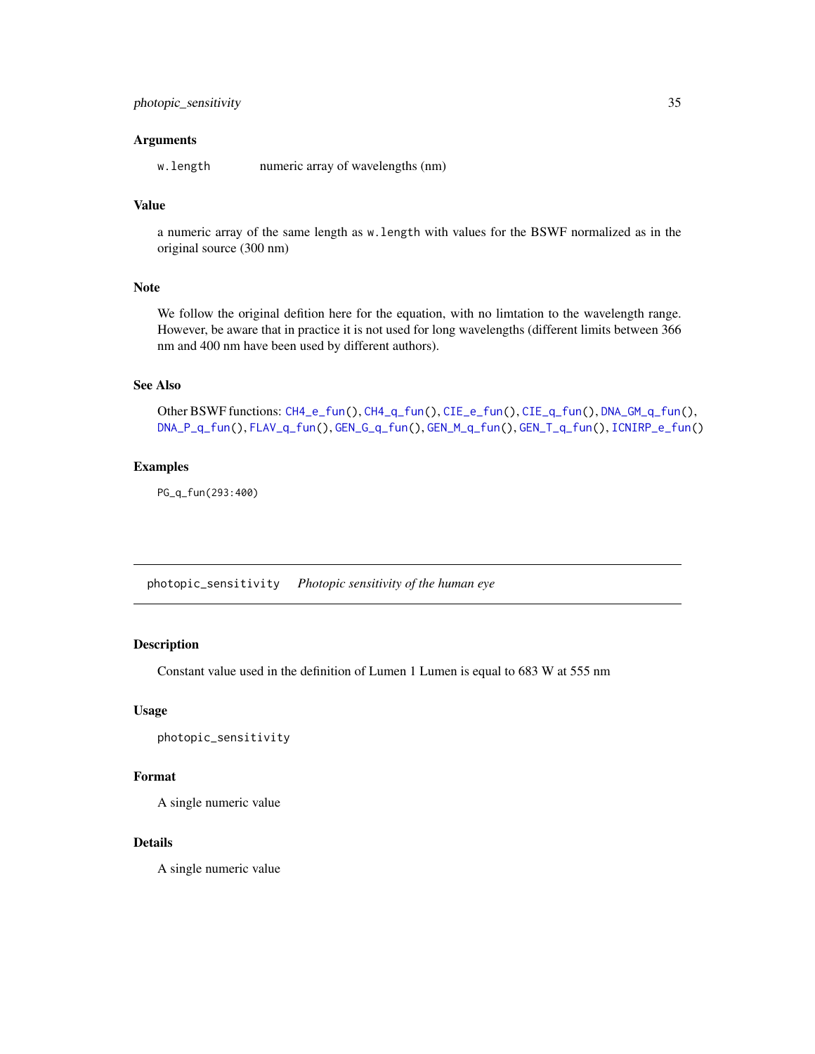### Arguments

`w.length` numeric array of wavelengths (nm)

### Value

a numeric array of the same length as `w.length` with values for the BSWF normalized as in the original source (300 nm)

### Note

We follow the original defition here for the equation, with no limtation to the wavelength range. However, be aware that in practice it is not used for long wavelengths (different limits between 366 nm and 400 nm have been used by different authors).

### See Also

Other BSWF functions: `CH4_e_fun()`, `CH4_q_fun()`, `CIE_e_fun()`, `CIE_q_fun()`, `DNA_GM_q_fun()`, `DNA_P_q_fun()`, `FLAV_q_fun()`, `GEN_G_q_fun()`, `GEN_M_q_fun()`, `GEN_T_q_fun()`, `ICNIRP_e_fun()`

### Examples

```
PG_q_fun(293:400)
```

---

## photopic_sensitivity *Photopic sensitivity of the human eye*

### Description

Constant value used in the definition of Lumen 1 Lumen is equal to 683 W at 555 nm

### Usage

```
photopic_sensitivity
```

### Format

A single numeric value

### Details

A single numeric value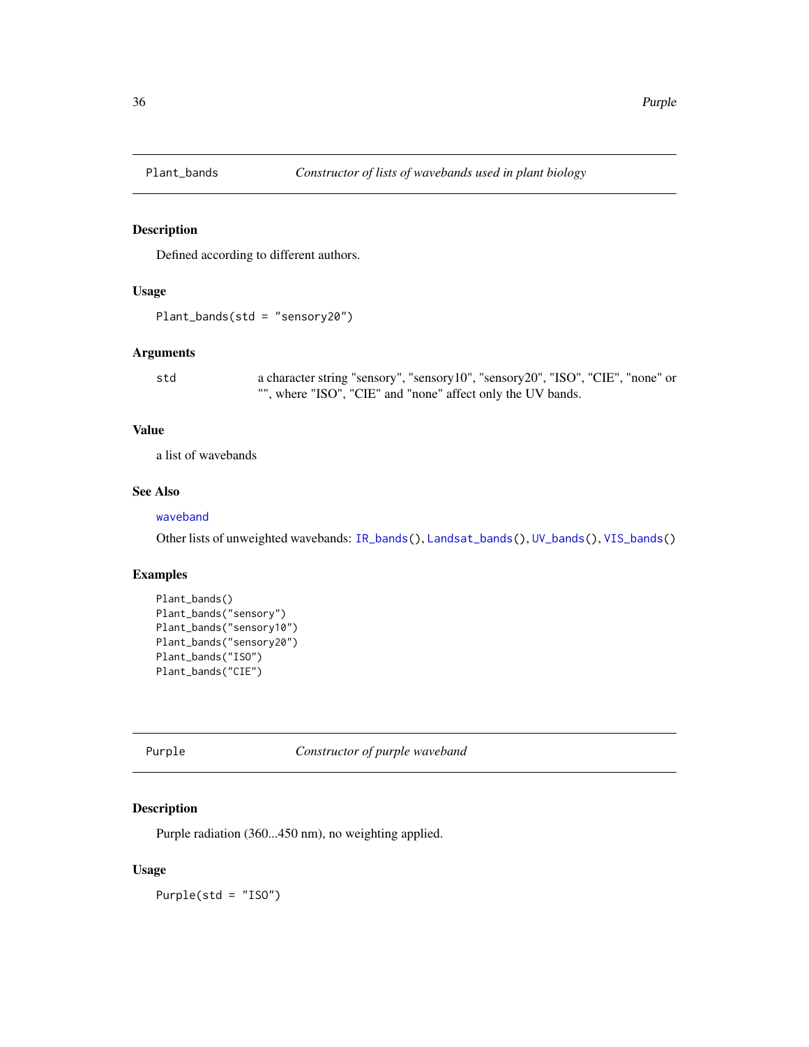## Plant_bands — *Constructor of lists of wavebands used in plant biology*

### Description

Defined according to different authors.

### Usage

```
Plant_bands(std = "sensory20")
```

### Arguments

| | |
|---|---|
| std | a character string "sensory", "sensory10", "sensory20", "ISO", "CIE", "none" or "", where "ISO", "CIE" and "none" affect only the UV bands. |

### Value

a list of wavebands

### See Also

waveband

Other lists of unweighted wavebands: IR_bands(), Landsat_bands(), UV_bands(), VIS_bands()

### Examples

```
Plant_bands()
Plant_bands("sensory")
Plant_bands("sensory10")
Plant_bands("sensory20")
Plant_bands("ISO")
Plant_bands("CIE")
```

## Purple — *Constructor of purple waveband*

### Description

Purple radiation (360...450 nm), no weighting applied.

### Usage

```
Purple(std = "ISO")
```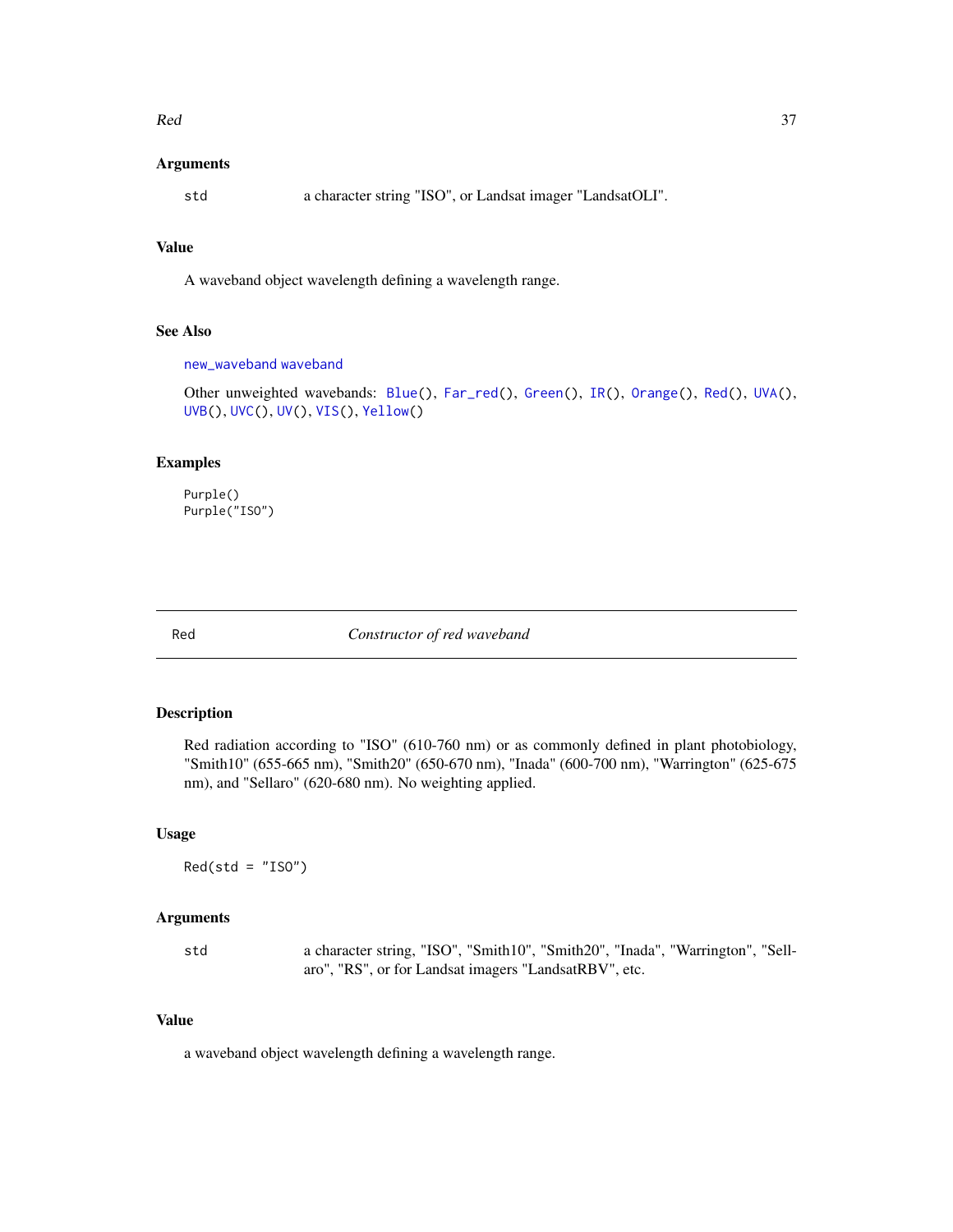## Arguments

std  a character string "ISO", or Landsat imager "LandsatOLI".

## Value

A waveband object wavelength defining a wavelength range.

## See Also

new_waveband waveband

Other unweighted wavebands: Blue(), Far_red(), Green(), IR(), Orange(), Red(), UVA(), UVB(), UVC(), UV(), VIS(), Yellow()

## Examples

```
Purple()
Purple("ISO")
```

---

# Red — *Constructor of red waveband*

## Description

Red radiation according to "ISO" (610-760 nm) or as commonly defined in plant photobiology, "Smith10" (655-665 nm), "Smith20" (650-670 nm), "Inada" (600-700 nm), "Warrington" (625-675 nm), and "Sellaro" (620-680 nm). No weighting applied.

## Usage

```
Red(std = "ISO")
```

## Arguments

std  a character string, "ISO", "Smith10", "Smith20", "Inada", "Warrington", "Sellaro", "RS", or for Landsat imagers "LandsatRBV", etc.

## Value

a waveband object wavelength defining a wavelength range.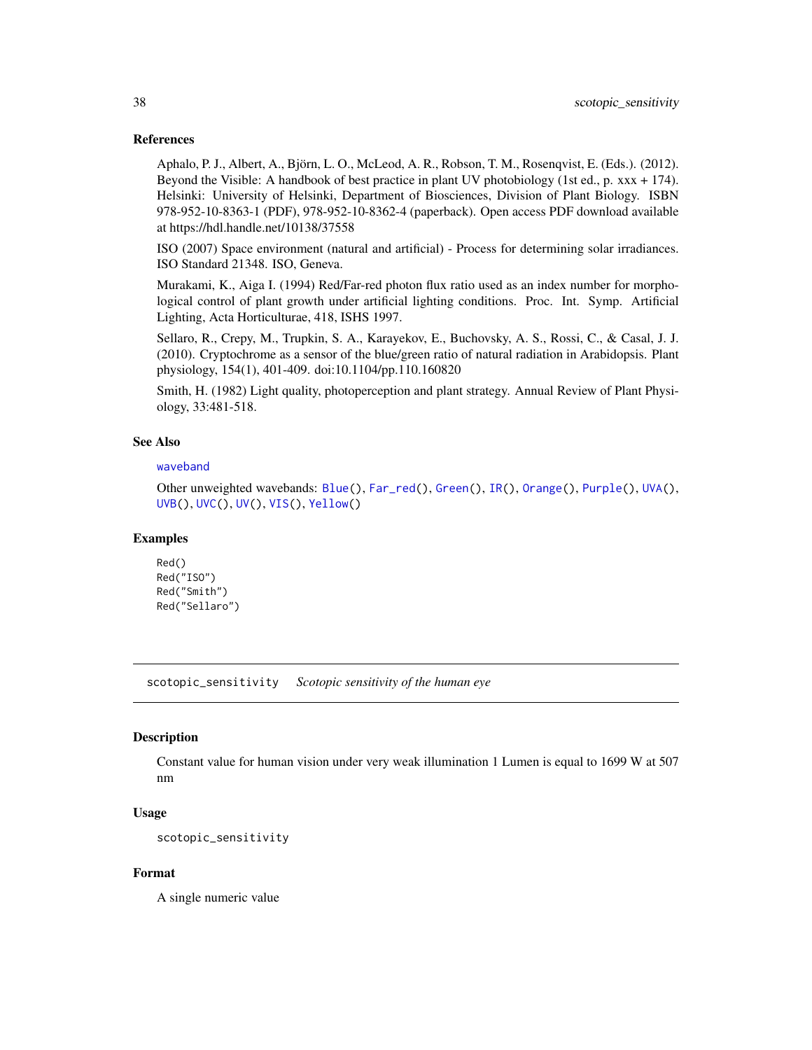### References

Aphalo, P. J., Albert, A., Björn, L. O., McLeod, A. R., Robson, T. M., Rosenqvist, E. (Eds.). (2012). Beyond the Visible: A handbook of best practice in plant UV photobiology (1st ed., p. xxx + 174). Helsinki: University of Helsinki, Department of Biosciences, Division of Plant Biology. ISBN 978-952-10-8363-1 (PDF), 978-952-10-8362-4 (paperback). Open access PDF download available at https://hdl.handle.net/10138/37558

ISO (2007) Space environment (natural and artificial) - Process for determining solar irradiances. ISO Standard 21348. ISO, Geneva.

Murakami, K., Aiga I. (1994) Red/Far-red photon flux ratio used as an index number for morphological control of plant growth under artificial lighting conditions. Proc. Int. Symp. Artificial Lighting, Acta Horticulturae, 418, ISHS 1997.

Sellaro, R., Crepy, M., Trupkin, S. A., Karayekov, E., Buchovsky, A. S., Rossi, C., & Casal, J. J. (2010). Cryptochrome as a sensor of the blue/green ratio of natural radiation in Arabidopsis. Plant physiology, 154(1), 401-409. doi:10.1104/pp.110.160820

Smith, H. (1982) Light quality, photoperception and plant strategy. Annual Review of Plant Physiology, 33:481-518.

### See Also

waveband

Other unweighted wavebands: Blue(), Far_red(), Green(), IR(), Orange(), Purple(), UVA(), UVB(), UVC(), UV(), VIS(), Yellow()

### Examples

```
Red()
Red("ISO")
Red("Smith")
Red("Sellaro")
```

---

## scotopic_sensitivity *Scotopic sensitivity of the human eye*

### Description

Constant value for human vision under very weak illumination 1 Lumen is equal to 1699 W at 507 nm

### Usage

```
scotopic_sensitivity
```

### Format

A single numeric value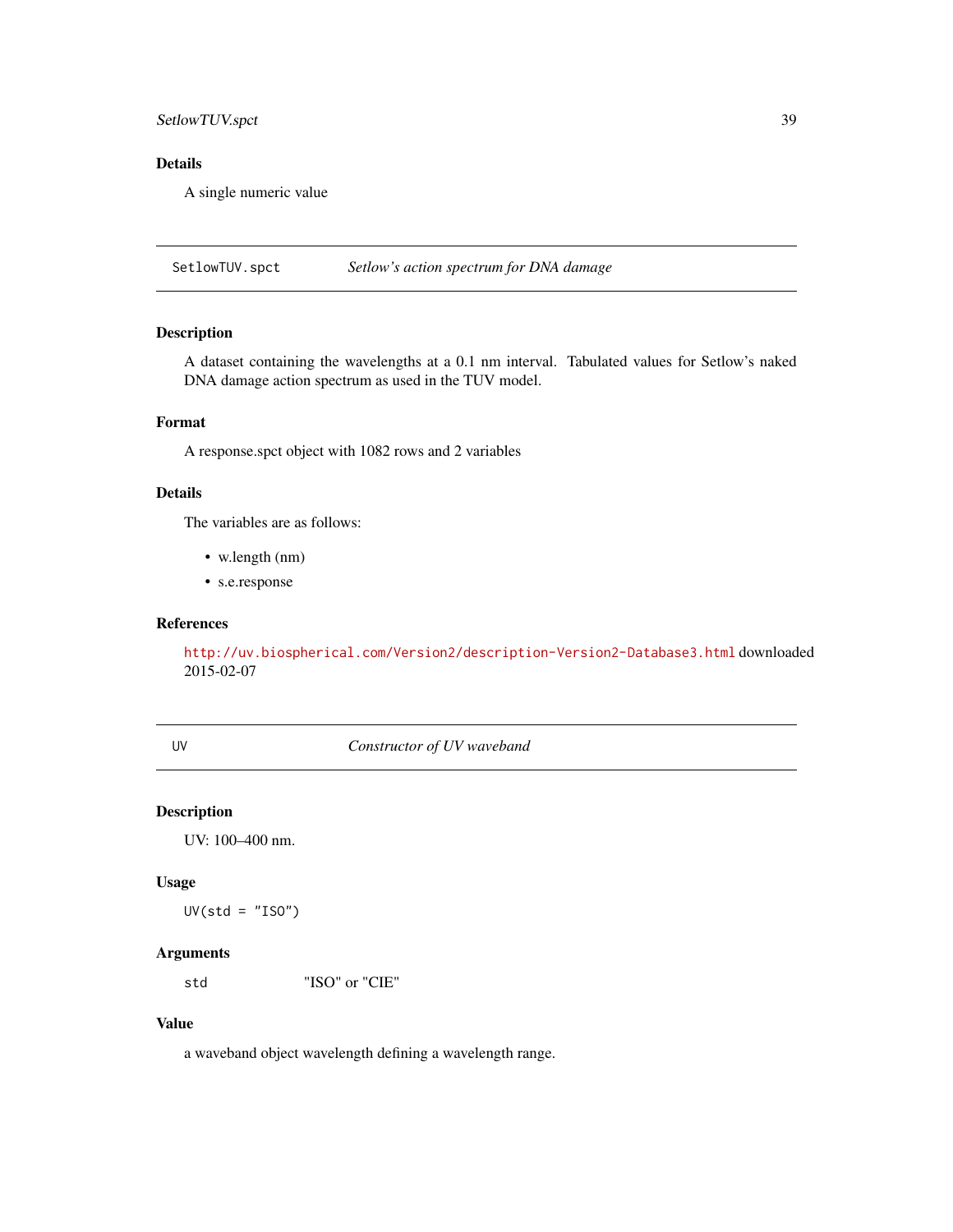## Details

A single numeric value

---

## SetlowTUV.spct — *Setlow's action spectrum for DNA damage*

### Description

A dataset containing the wavelengths at a 0.1 nm interval. Tabulated values for Setlow's naked DNA damage action spectrum as used in the TUV model.

### Format

A response.spct object with 1082 rows and 2 variables

### Details

The variables are as follows:

- w.length (nm)
- s.e.response

### References

http://uv.biospherical.com/Version2/description-Version2-Database3.html downloaded 2015-02-07

---

## UV — *Constructor of UV waveband*

### Description

UV: 100–400 nm.

### Usage

```
UV(std = "ISO")
```

### Arguments

| | |
|---|---|
| std | "ISO" or "CIE" |

### Value

a waveband object wavelength defining a wavelength range.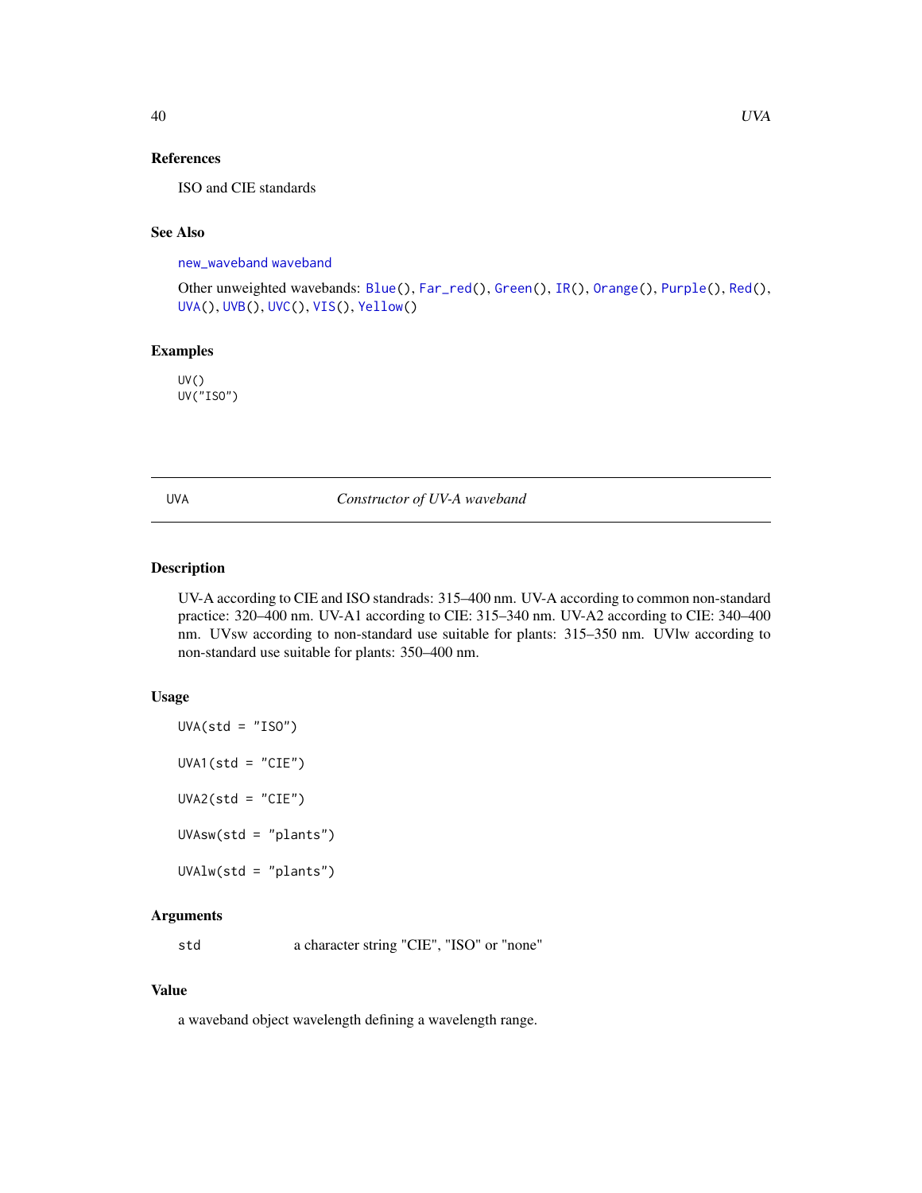### References

ISO and CIE standards

### See Also

new_waveband waveband

Other unweighted wavebands: Blue(), Far_red(), Green(), IR(), Orange(), Purple(), Red(), UVA(), UVB(), UVC(), VIS(), Yellow()

### Examples

```
UV()
UV("ISO")
```

---

## UVA — *Constructor of UV-A waveband*

---

### Description

UV-A according to CIE and ISO standrads: 315–400 nm. UV-A according to common non-standard practice: 320–400 nm. UV-A1 according to CIE: 315–340 nm. UV-A2 according to CIE: 340–400 nm. UVsw according to non-standard use suitable for plants: 315–350 nm. UVlw according to non-standard use suitable for plants: 350–400 nm.

### Usage

```
UVA(std = "ISO")

UVA1(std = "CIE")

UVA2(std = "CIE")

UVAsw(std = "plants")

UVAlw(std = "plants")
```

### Arguments

| | |
|---|---|
| std | a character string "CIE", "ISO" or "none" |

### Value

a waveband object wavelength defining a wavelength range.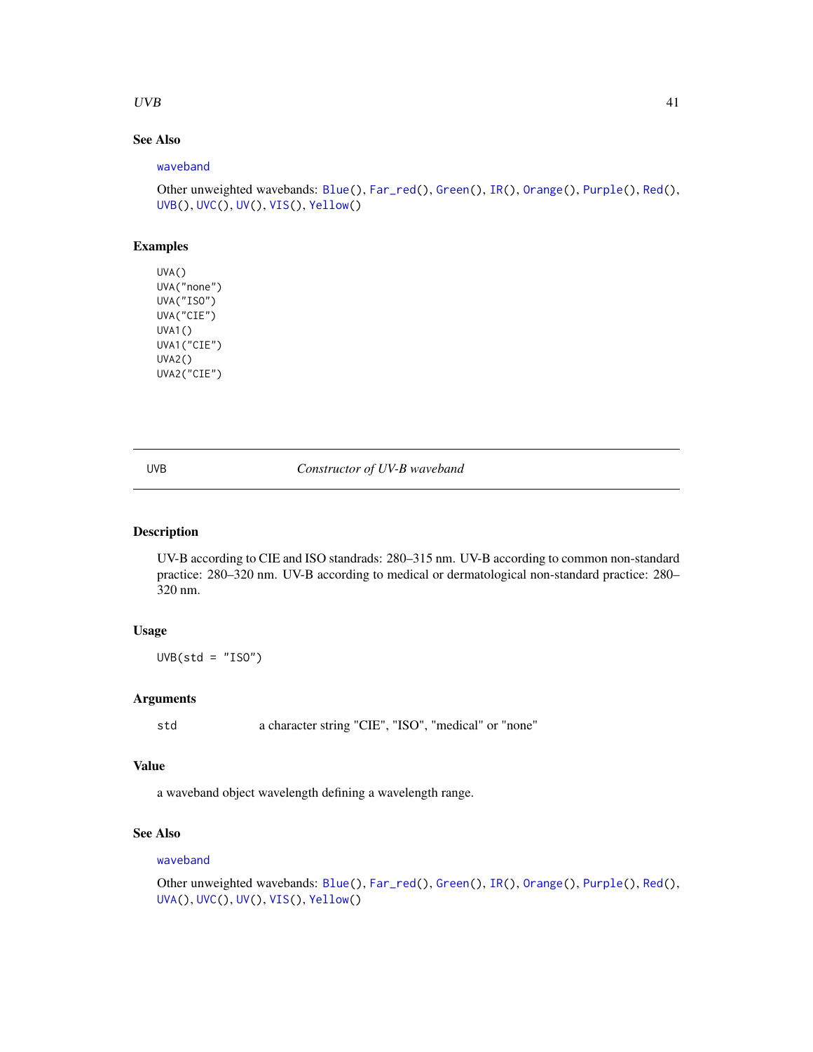### See Also

waveband

Other unweighted wavebands: Blue(), Far_red(), Green(), IR(), Orange(), Purple(), Red(), UVB(), UVC(), UV(), VIS(), Yellow()

### Examples

```
UVA()
UVA("none")
UVA("ISO")
UVA("CIE")
UVA1()
UVA1("CIE")
UVA2()
UVA2("CIE")
```

---

## UVB — *Constructor of UV-B waveband*

---

### Description

UV-B according to CIE and ISO standrads: 280–315 nm. UV-B according to common non-standard practice: 280–320 nm. UV-B according to medical or dermatological non-standard practice: 280–320 nm.

### Usage

```
UVB(std = "ISO")
```

### Arguments

| | |
|---|---|
| std | a character string "CIE", "ISO", "medical" or "none" |

### Value

a waveband object wavelength defining a wavelength range.

### See Also

waveband

Other unweighted wavebands: Blue(), Far_red(), Green(), IR(), Orange(), Purple(), Red(), UVA(), UVC(), UV(), VIS(), Yellow()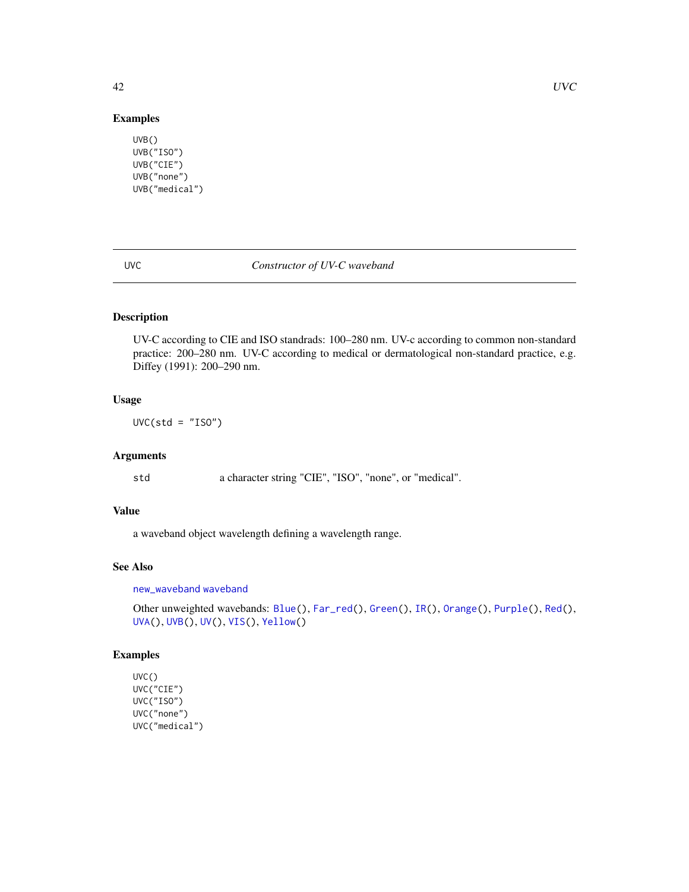## Examples

```
UVB()
UVB("ISO")
UVB("CIE")
UVB("none")
UVB("medical")
```

---

## UVC — *Constructor of UV-C waveband*

### Description

UV-C according to CIE and ISO standrads: 100–280 nm. UV-c according to common non-standard practice: 200–280 nm. UV-C according to medical or dermatological non-standard practice, e.g. Diffey (1991): 200–290 nm.

### Usage

```
UVC(std = "ISO")
```

### Arguments

| | |
|---|---|
| std | a character string "CIE", "ISO", "none", or "medical". |

### Value

a waveband object wavelength defining a wavelength range.

### See Also

new_waveband waveband

Other unweighted wavebands: Blue(), Far_red(), Green(), IR(), Orange(), Purple(), Red(), UVA(), UVB(), UV(), VIS(), Yellow()

### Examples

```
UVC()
UVC("CIE")
UVC("ISO")
UVC("none")
UVC("medical")
```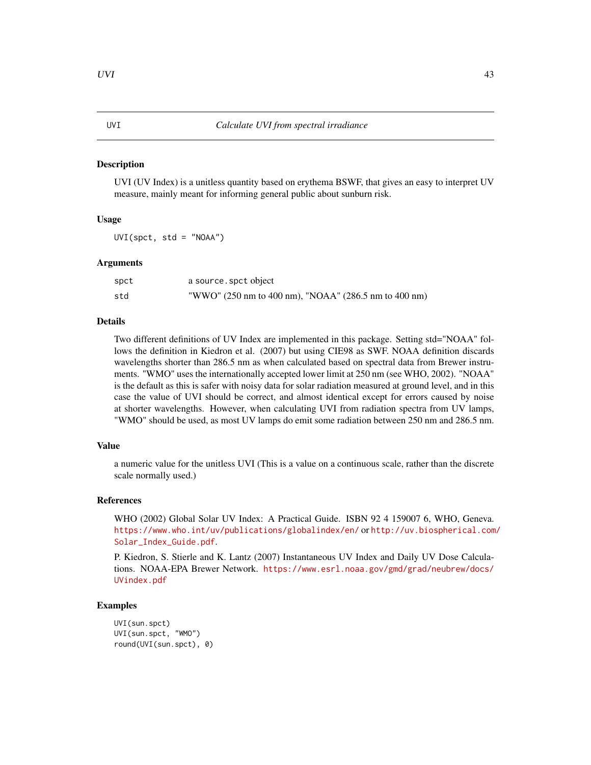## UVI — *Calculate UVI from spectral irradiance*

### Description

UVI (UV Index) is a unitless quantity based on erythema BSWF, that gives an easy to interpret UV measure, mainly meant for informing general public about sunburn risk.

### Usage

```
UVI(spct, std = "NOAA")
```

### Arguments

| | |
|---|---|
| spct | a source.spct object |
| std | "WWO" (250 nm to 400 nm), "NOAA" (286.5 nm to 400 nm) |

### Details

Two different definitions of UV Index are implemented in this package. Setting std="NOAA" follows the definition in Kiedron et al. (2007) but using CIE98 as SWF. NOAA definition discards wavelengths shorter than 286.5 nm as when calculated based on spectral data from Brewer instruments. "WMO" uses the internationally accepted lower limit at 250 nm (see WHO, 2002). "NOAA" is the default as this is safer with noisy data for solar radiation measured at ground level, and in this case the value of UVI should be correct, and almost identical except for errors caused by noise at shorter wavelengths. However, when calculating UVI from radiation spectra from UV lamps, "WMO" should be used, as most UV lamps do emit some radiation between 250 nm and 286.5 nm.

### Value

a numeric value for the unitless UVI (This is a value on a continuous scale, rather than the discrete scale normally used.)

### References

WHO (2002) Global Solar UV Index: A Practical Guide. ISBN 92 4 159007 6, WHO, Geneva. https://www.who.int/uv/publications/globalindex/en/ or http://uv.biospherical.com/Solar_Index_Guide.pdf.

P. Kiedron, S. Stierle and K. Lantz (2007) Instantaneous UV Index and Daily UV Dose Calculations. NOAA-EPA Brewer Network. https://www.esrl.noaa.gov/gmd/grad/neubrew/docs/UVindex.pdf

### Examples

```
UVI(sun.spct)
UVI(sun.spct, "WMO")
round(UVI(sun.spct), 0)
```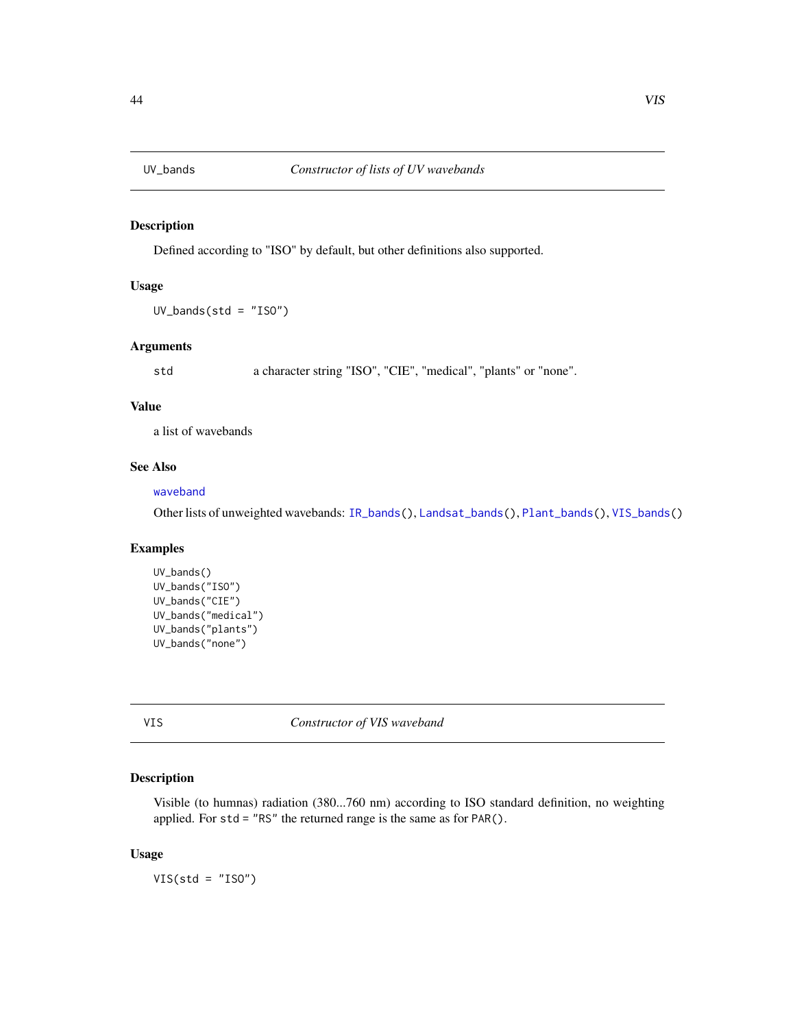## UV_bands — *Constructor of lists of UV wavebands*

### Description

Defined according to "ISO" by default, but other definitions also supported.

### Usage

```
UV_bands(std = "ISO")
```

### Arguments

| | |
|---|---|
| std | a character string "ISO", "CIE", "medical", "plants" or "none". |

### Value

a list of wavebands

### See Also

waveband

Other lists of unweighted wavebands: IR_bands(), Landsat_bands(), Plant_bands(), VIS_bands()

### Examples

```
UV_bands()
UV_bands("ISO")
UV_bands("CIE")
UV_bands("medical")
UV_bands("plants")
UV_bands("none")
```

## VIS — *Constructor of VIS waveband*

### Description

Visible (to humnas) radiation (380...760 nm) according to ISO standard definition, no weighting applied. For std = "RS" the returned range is the same as for PAR().

### Usage

```
VIS(std = "ISO")
```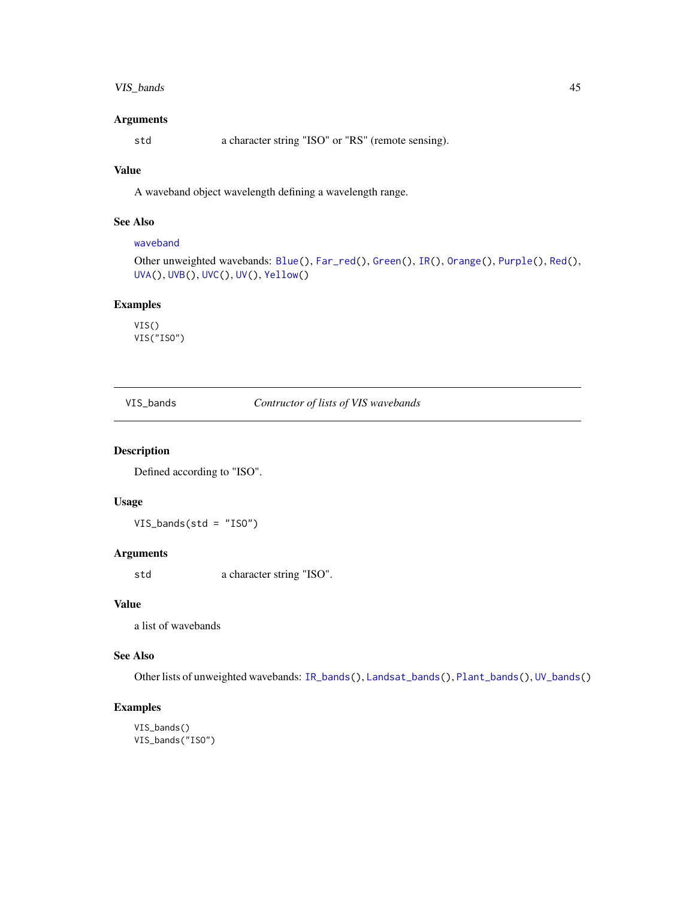### Arguments

std a character string "ISO" or "RS" (remote sensing).

### Value

A waveband object wavelength defining a wavelength range.

### See Also

waveband

Other unweighted wavebands: Blue(), Far_red(), Green(), IR(), Orange(), Purple(), Red(), UVA(), UVB(), UVC(), UV(), Yellow()

### Examples

```
VIS()
VIS("ISO")
```

---

## VIS_bands *Contructor of lists of VIS wavebands*

### Description

Defined according to "ISO".

### Usage

```
VIS_bands(std = "ISO")
```

### Arguments

std a character string "ISO".

### Value

a list of wavebands

### See Also

Other lists of unweighted wavebands: IR_bands(), Landsat_bands(), Plant_bands(), UV_bands()

### Examples

```
VIS_bands()
VIS_bands("ISO")
```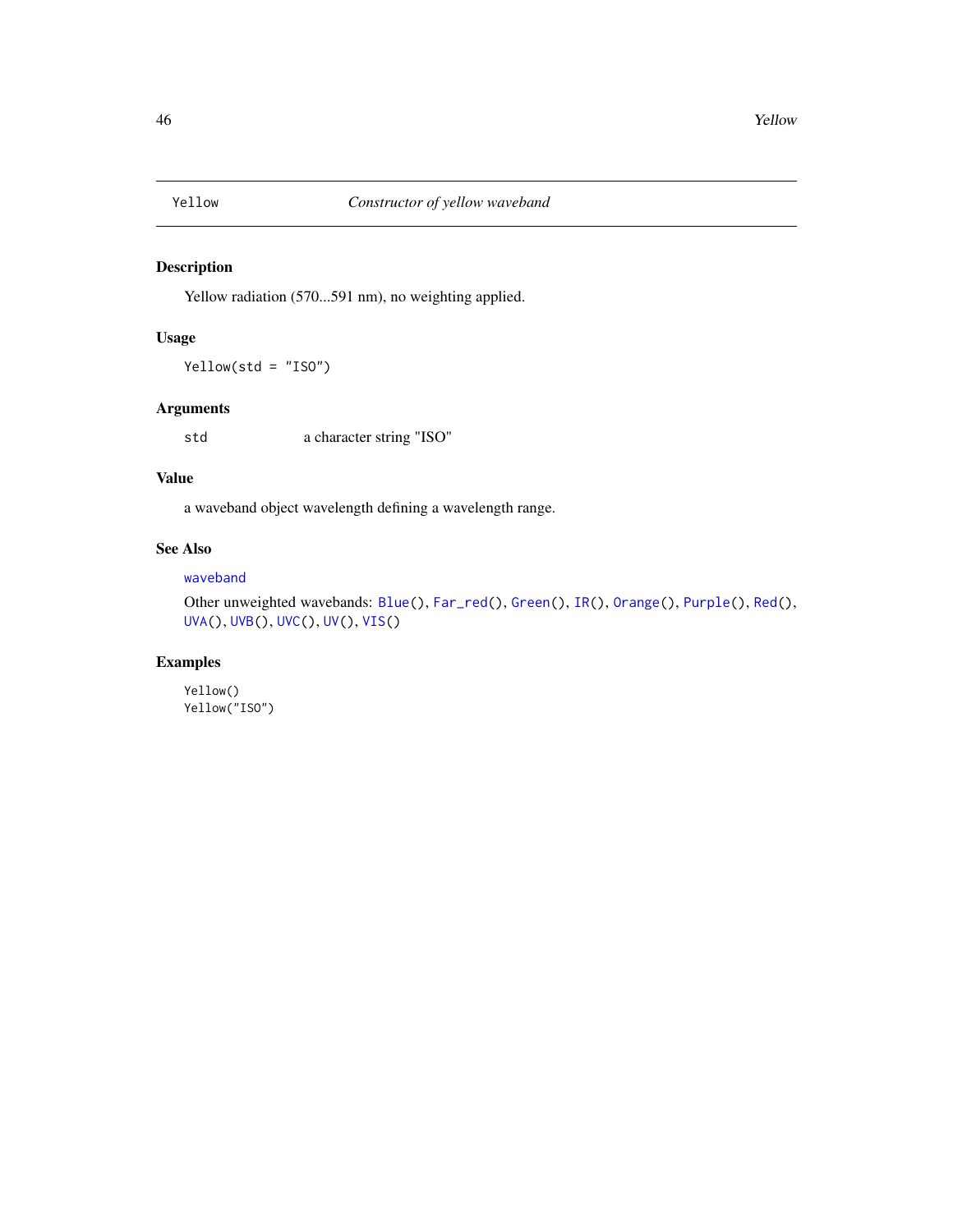# Yellow *Constructor of yellow waveband*

## Description

Yellow radiation (570...591 nm), no weighting applied.

## Usage

```
Yellow(std = "ISO")
```

## Arguments

| | |
|---|---|
| std | a character string "ISO" |

## Value

a waveband object wavelength defining a wavelength range.

## See Also

waveband

Other unweighted wavebands: Blue(), Far_red(), Green(), IR(), Orange(), Purple(), Red(), UVA(), UVB(), UVC(), UV(), VIS()

## Examples

```
Yellow()
Yellow("ISO")
```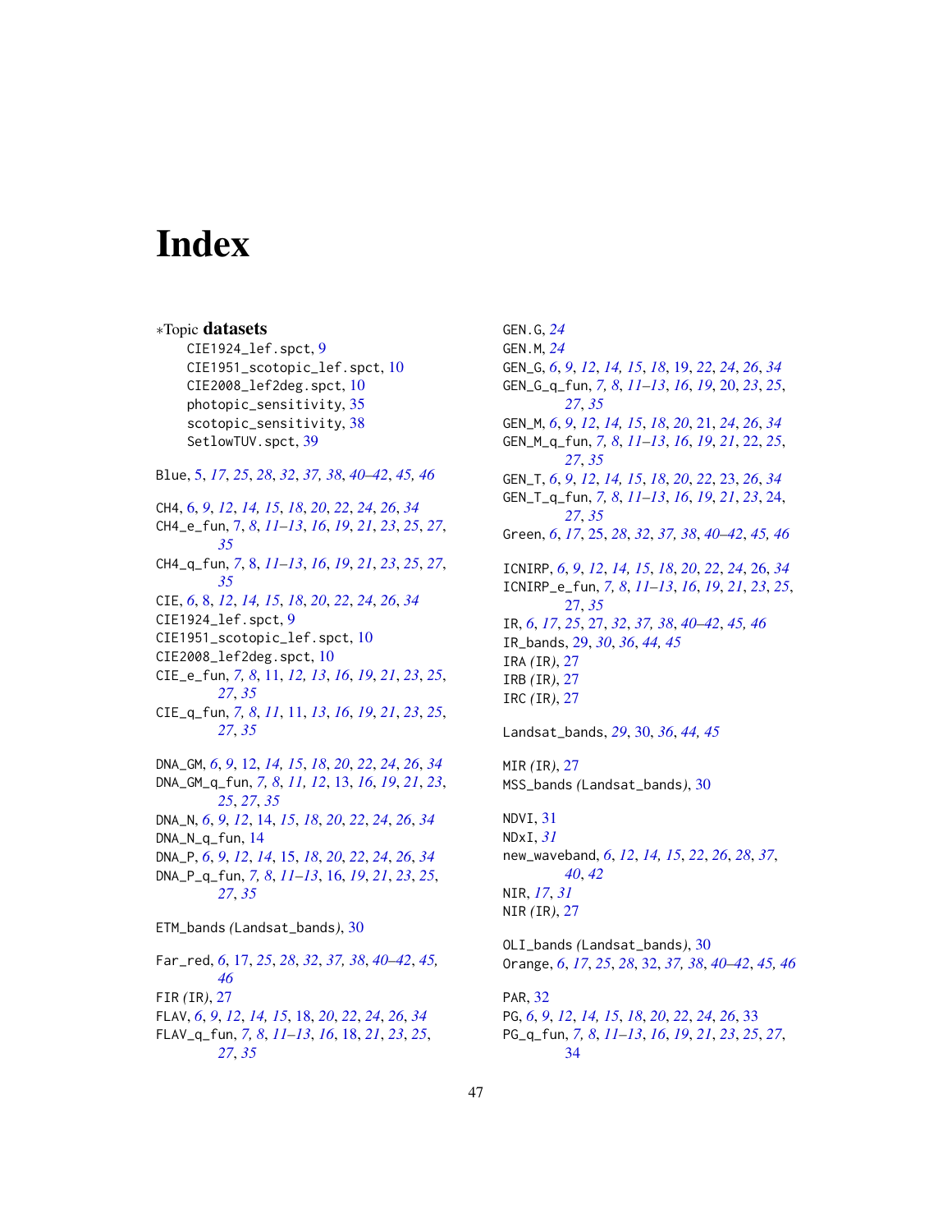# Index

∗Topic **datasets**

- CIE1924_lef.spct, 9
- CIE1951_scotopic_lef.spct, 10
- CIE2008_lef2deg.spct, 10
- photopic_sensitivity, 35
- scotopic_sensitivity, 38
- SetlowTUV.spct, 39

Blue, 5, 17, 25, 28, 32, 37, 38, 40–42, 45, 46

CH4, 6, 9, 12, 14, 15, 18, 20, 22, 24, 26, 34
CH4_e_fun, 7, 8, 11–13, 16, 19, 21, 23, 25, 27, 35
CH4_q_fun, 7, 8, 11–13, 16, 19, 21, 23, 25, 27, 35
CIE, 6, 8, 12, 14, 15, 18, 20, 22, 24, 26, 34
CIE1924_lef.spct, 9
CIE1951_scotopic_lef.spct, 10
CIE2008_lef2deg.spct, 10
CIE_e_fun, 7, 8, 11, 12, 13, 16, 19, 21, 23, 25, 27, 35
CIE_q_fun, 7, 8, 11, 11, 13, 16, 19, 21, 23, 25, 27, 35

DNA_GM, 6, 9, 12, 14, 15, 18, 20, 22, 24, 26, 34
DNA_GM_q_fun, 7, 8, 11, 12, 13, 16, 19, 21, 23, 25, 27, 35
DNA_N, 6, 9, 12, 14, 15, 18, 20, 22, 24, 26, 34
DNA_N_q_fun, 14
DNA_P, 6, 9, 12, 14, 15, 18, 20, 22, 24, 26, 34
DNA_P_q_fun, 7, 8, 11–13, 16, 19, 21, 23, 25, 27, 35

ETM_bands (Landsat_bands), 30

Far_red, 6, 17, 25, 28, 32, 37, 38, 40–42, 45, 46
FIR (IR), 27
FLAV, 6, 9, 12, 14, 15, 18, 20, 22, 24, 26, 34
FLAV_q_fun, 7, 8, 11–13, 16, 18, 21, 23, 25, 27, 35

GEN.G, 24
GEN.M, 24
GEN_G, 6, 9, 12, 14, 15, 18, 19, 22, 24, 26, 34
GEN_G_q_fun, 7, 8, 11–13, 16, 19, 20, 23, 25, 27, 35
GEN_M, 6, 9, 12, 14, 15, 18, 20, 21, 24, 26, 34
GEN_M_q_fun, 7, 8, 11–13, 16, 19, 21, 22, 25, 27, 35
GEN_T, 6, 9, 12, 14, 15, 18, 20, 22, 23, 26, 34
GEN_T_q_fun, 7, 8, 11–13, 16, 19, 21, 23, 24, 27, 35
Green, 6, 17, 25, 28, 32, 37, 38, 40–42, 45, 46

ICNIRP, 6, 9, 12, 14, 15, 18, 20, 22, 24, 26, 34
ICNIRP_e_fun, 7, 8, 11–13, 16, 19, 21, 23, 25, 27, 35
IR, 6, 17, 25, 27, 32, 37, 38, 40–42, 45, 46
IR_bands, 29, 30, 36, 44, 45
IRA (IR), 27
IRB (IR), 27
IRC (IR), 27

Landsat_bands, 29, 30, 36, 44, 45

MIR (IR), 27
MSS_bands (Landsat_bands), 30

NDVI, 31
NDxI, 31
new_waveband, 6, 12, 14, 15, 22, 26, 28, 37, 40, 42
NIR, 17, 31
NIR (IR), 27

OLI_bands (Landsat_bands), 30
Orange, 6, 17, 25, 28, 32, 37, 38, 40–42, 45, 46

PAR, 32
PG, 6, 9, 12, 14, 15, 18, 20, 22, 24, 26, 33
PG_q_fun, 7, 8, 11–13, 16, 19, 21, 23, 25, 27, 34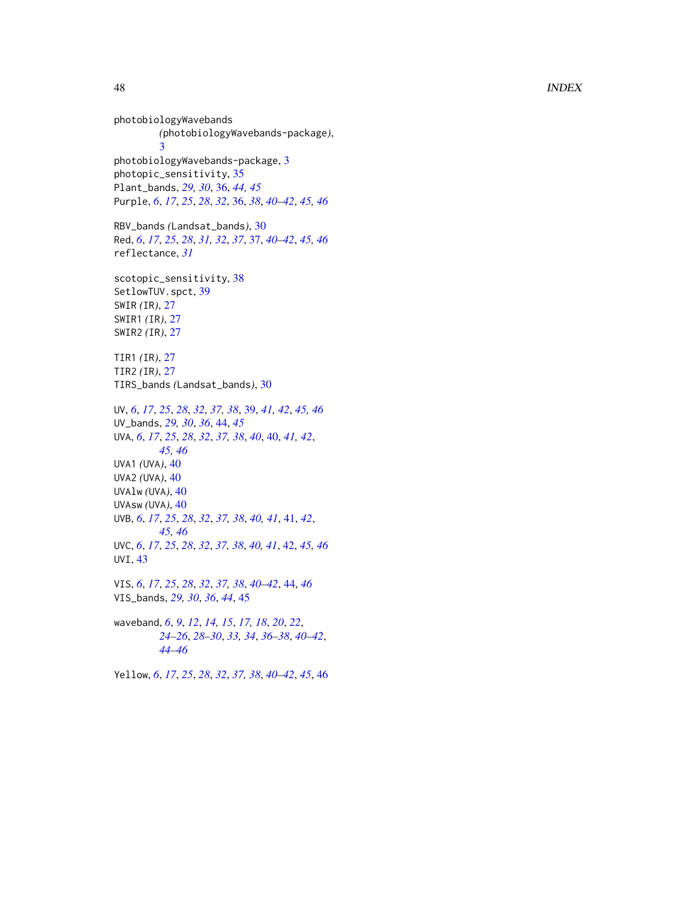photobiologyWavebands
(photobiologyWavebands-package),
3
photobiologyWavebands-package, 3
photopic_sensitivity, 35
Plant_bands, *29, 30*, 36, *44, 45*
Purple, *6*, *17*, *25*, *28*, *32*, 36, *38*, *40–42*, *45, 46*

RBV_bands (Landsat_bands), 30
Red, *6*, *17*, *25*, *28*, *31, 32*, *37*, 37, *40–42*, *45, 46*
reflectance, *31*

scotopic_sensitivity, 38
SetlowTUV.spct, 39
SWIR (IR), 27
SWIR1 (IR), 27
SWIR2 (IR), 27

TIR1 (IR), 27
TIR2 (IR), 27
TIRS_bands (Landsat_bands), 30

UV, *6*, *17*, *25*, *28*, *32*, *37, 38*, 39, *41, 42*, *45, 46*
UV_bands, *29, 30*, *36*, 44, *45*
UVA, *6*, *17*, *25*, *28*, *32*, *37, 38*, *40*, 40, *41, 42*,
*45, 46*
UVA1 (UVA), 40
UVA2 (UVA), 40
UVAlw (UVA), 40
UVAsw (UVA), 40
UVB, *6*, *17*, *25*, *28*, *32*, *37, 38*, *40, 41*, 41, *42*,
*45, 46*
UVC, *6*, *17*, *25*, *28*, *32*, *37, 38*, *40, 41*, 42, *45, 46*
UVI, 43

VIS, *6*, *17*, *25*, *28*, *32*, *37, 38*, *40–42*, 44, *46*
VIS_bands, *29, 30*, *36*, *44*, 45

waveband, *6*, *9*, *12*, *14, 15*, *17, 18*, *20*, *22*,
*24–26*, *28–30*, *33, 34*, *36–38*, *40–42*,
*44–46*

Yellow, *6*, *17*, *25*, *28*, *32*, *37, 38*, *40–42*, *45*, 46